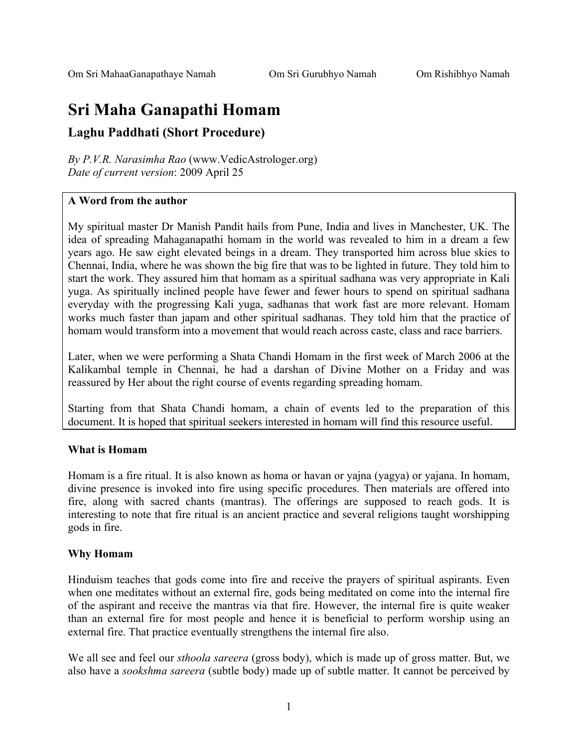Om Sri MahaaGanapathaye Namah    Om Sri Gurubhyo Namah    Om Rishibhyo Namah

# Sri Maha Ganapathi Homam

## Laghu Paddhati (Short Procedure)

*By P.V.R. Narasimha Rao* (www.VedicAstrologer.org)
*Date of current version*: 2009 April 25

**A Word from the author**

My spiritual master Dr Manish Pandit hails from Pune, India and lives in Manchester, UK. The idea of spreading Mahaganapathi homam in the world was revealed to him in a dream a few years ago. He saw eight elevated beings in a dream. They transported him across blue skies to Chennai, India, where he was shown the big fire that was to be lighted in future. They told him to start the work. They assured him that homam as a spiritual sadhana was very appropriate in Kali yuga. As spiritually inclined people have fewer and fewer hours to spend on spiritual sadhana everyday with the progressing Kali yuga, sadhanas that work fast are more relevant. Homam works much faster than japam and other spiritual sadhanas. They told him that the practice of homam would transform into a movement that would reach across caste, class and race barriers.

Later, when we were performing a Shata Chandi Homam in the first week of March 2006 at the Kalikambal temple in Chennai, he had a darshan of Divine Mother on a Friday and was reassured by Her about the right course of events regarding spreading homam.

Starting from that Shata Chandi homam, a chain of events led to the preparation of this document. It is hoped that spiritual seekers interested in homam will find this resource useful.

### What is Homam

Homam is a fire ritual. It is also known as homa or havan or yajna (yagya) or yajana. In homam, divine presence is invoked into fire using specific procedures. Then materials are offered into fire, along with sacred chants (mantras). The offerings are supposed to reach gods. It is interesting to note that fire ritual is an ancient practice and several religions taught worshipping gods in fire.

### Why Homam

Hinduism teaches that gods come into fire and receive the prayers of spiritual aspirants. Even when one meditates without an external fire, gods being meditated on come into the internal fire of the aspirant and receive the mantras via that fire. However, the internal fire is quite weaker than an external fire for most people and hence it is beneficial to perform worship using an external fire. That practice eventually strengthens the internal fire also.

We all see and feel our *sthoola sareera* (gross body), which is made up of gross matter. But, we also have a *sookshma sareera* (subtle body) made up of subtle matter. It cannot be perceived by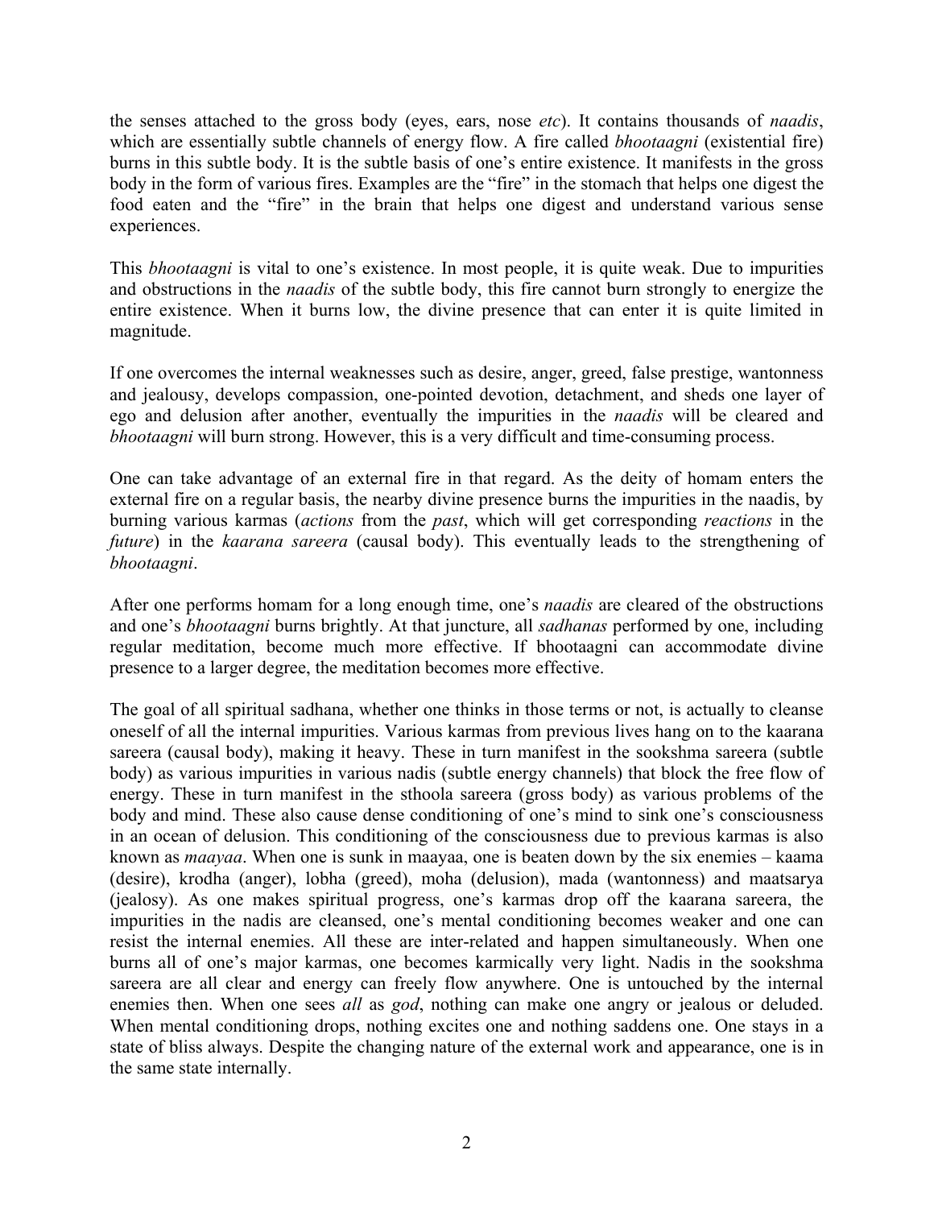the senses attached to the gross body (eyes, ears, nose *etc*). It contains thousands of *naadis*, which are essentially subtle channels of energy flow. A fire called *bhootaagni* (existential fire) burns in this subtle body. It is the subtle basis of one's entire existence. It manifests in the gross body in the form of various fires. Examples are the "fire" in the stomach that helps one digest the food eaten and the "fire" in the brain that helps one digest and understand various sense experiences.

This *bhootaagni* is vital to one's existence. In most people, it is quite weak. Due to impurities and obstructions in the *naadis* of the subtle body, this fire cannot burn strongly to energize the entire existence. When it burns low, the divine presence that can enter it is quite limited in magnitude.

If one overcomes the internal weaknesses such as desire, anger, greed, false prestige, wantonness and jealousy, develops compassion, one-pointed devotion, detachment, and sheds one layer of ego and delusion after another, eventually the impurities in the *naadis* will be cleared and *bhootaagni* will burn strong. However, this is a very difficult and time-consuming process.

One can take advantage of an external fire in that regard. As the deity of homam enters the external fire on a regular basis, the nearby divine presence burns the impurities in the naadis, by burning various karmas (*actions* from the *past*, which will get corresponding *reactions* in the *future*) in the *kaarana sareera* (causal body). This eventually leads to the strengthening of *bhootaagni*.

After one performs homam for a long enough time, one's *naadis* are cleared of the obstructions and one's *bhootaagni* burns brightly. At that juncture, all *sadhanas* performed by one, including regular meditation, become much more effective. If bhootaagni can accommodate divine presence to a larger degree, the meditation becomes more effective.

The goal of all spiritual sadhana, whether one thinks in those terms or not, is actually to cleanse oneself of all the internal impurities. Various karmas from previous lives hang on to the kaarana sareera (causal body), making it heavy. These in turn manifest in the sookshma sareera (subtle body) as various impurities in various nadis (subtle energy channels) that block the free flow of energy. These in turn manifest in the sthoola sareera (gross body) as various problems of the body and mind. These also cause dense conditioning of one's mind to sink one's consciousness in an ocean of delusion. This conditioning of the consciousness due to previous karmas is also known as *maayaa*. When one is sunk in maayaa, one is beaten down by the six enemies – kaama (desire), krodha (anger), lobha (greed), moha (delusion), mada (wantonness) and maatsarya (jealosy). As one makes spiritual progress, one's karmas drop off the kaarana sareera, the impurities in the nadis are cleansed, one's mental conditioning becomes weaker and one can resist the internal enemies. All these are inter-related and happen simultaneously. When one burns all of one's major karmas, one becomes karmically very light. Nadis in the sookshma sareera are all clear and energy can freely flow anywhere. One is untouched by the internal enemies then. When one sees *all* as *god*, nothing can make one angry or jealous or deluded. When mental conditioning drops, nothing excites one and nothing saddens one. One stays in a state of bliss always. Despite the changing nature of the external work and appearance, one is in the same state internally.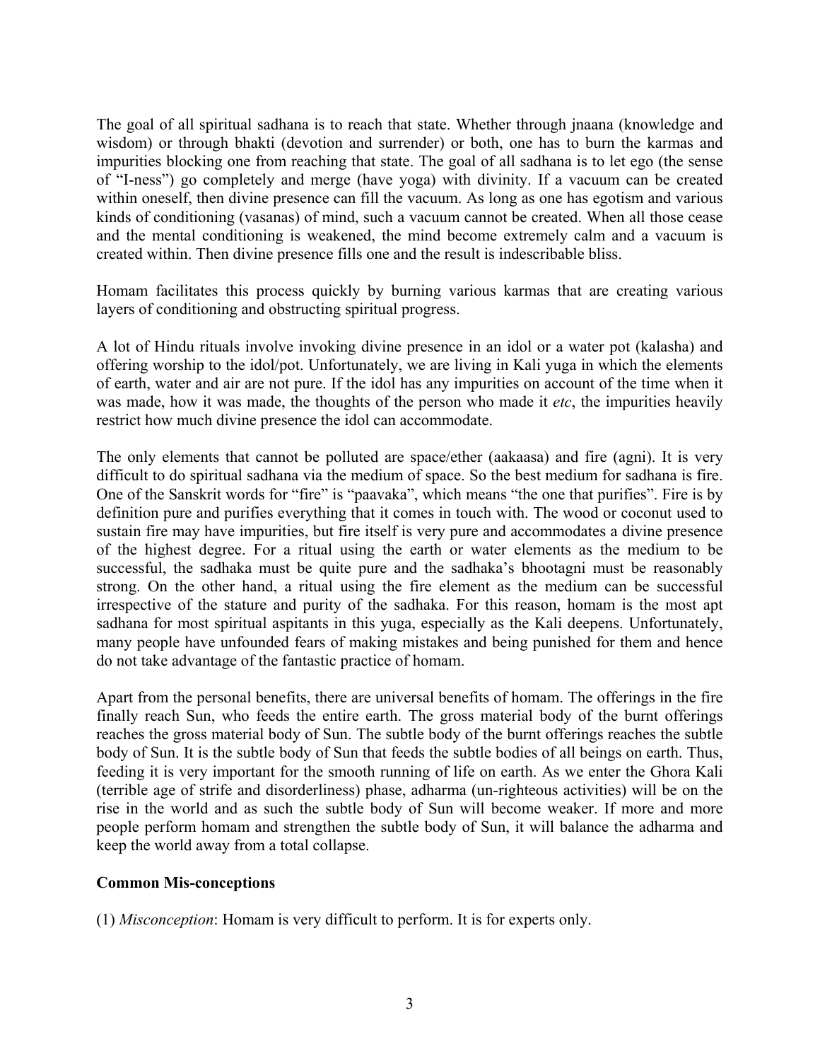The goal of all spiritual sadhana is to reach that state. Whether through jnaana (knowledge and wisdom) or through bhakti (devotion and surrender) or both, one has to burn the karmas and impurities blocking one from reaching that state. The goal of all sadhana is to let ego (the sense of "I-ness") go completely and merge (have yoga) with divinity. If a vacuum can be created within oneself, then divine presence can fill the vacuum. As long as one has egotism and various kinds of conditioning (vasanas) of mind, such a vacuum cannot be created. When all those cease and the mental conditioning is weakened, the mind become extremely calm and a vacuum is created within. Then divine presence fills one and the result is indescribable bliss.

Homam facilitates this process quickly by burning various karmas that are creating various layers of conditioning and obstructing spiritual progress.

A lot of Hindu rituals involve invoking divine presence in an idol or a water pot (kalasha) and offering worship to the idol/pot. Unfortunately, we are living in Kali yuga in which the elements of earth, water and air are not pure. If the idol has any impurities on account of the time when it was made, how it was made, the thoughts of the person who made it *etc*, the impurities heavily restrict how much divine presence the idol can accommodate.

The only elements that cannot be polluted are space/ether (aakaasa) and fire (agni). It is very difficult to do spiritual sadhana via the medium of space. So the best medium for sadhana is fire. One of the Sanskrit words for "fire" is "paavaka", which means "the one that purifies". Fire is by definition pure and purifies everything that it comes in touch with. The wood or coconut used to sustain fire may have impurities, but fire itself is very pure and accommodates a divine presence of the highest degree. For a ritual using the earth or water elements as the medium to be successful, the sadhaka must be quite pure and the sadhaka's bhootagni must be reasonably strong. On the other hand, a ritual using the fire element as the medium can be successful irrespective of the stature and purity of the sadhaka. For this reason, homam is the most apt sadhana for most spiritual aspitants in this yuga, especially as the Kali deepens. Unfortunately, many people have unfounded fears of making mistakes and being punished for them and hence do not take advantage of the fantastic practice of homam.

Apart from the personal benefits, there are universal benefits of homam. The offerings in the fire finally reach Sun, who feeds the entire earth. The gross material body of the burnt offerings reaches the gross material body of Sun. The subtle body of the burnt offerings reaches the subtle body of Sun. It is the subtle body of Sun that feeds the subtle bodies of all beings on earth. Thus, feeding it is very important for the smooth running of life on earth. As we enter the Ghora Kali (terrible age of strife and disorderliness) phase, adharma (un-righteous activities) will be on the rise in the world and as such the subtle body of Sun will become weaker. If more and more people perform homam and strengthen the subtle body of Sun, it will balance the adharma and keep the world away from a total collapse.

**Common Mis-conceptions**

(1) *Misconception*: Homam is very difficult to perform. It is for experts only.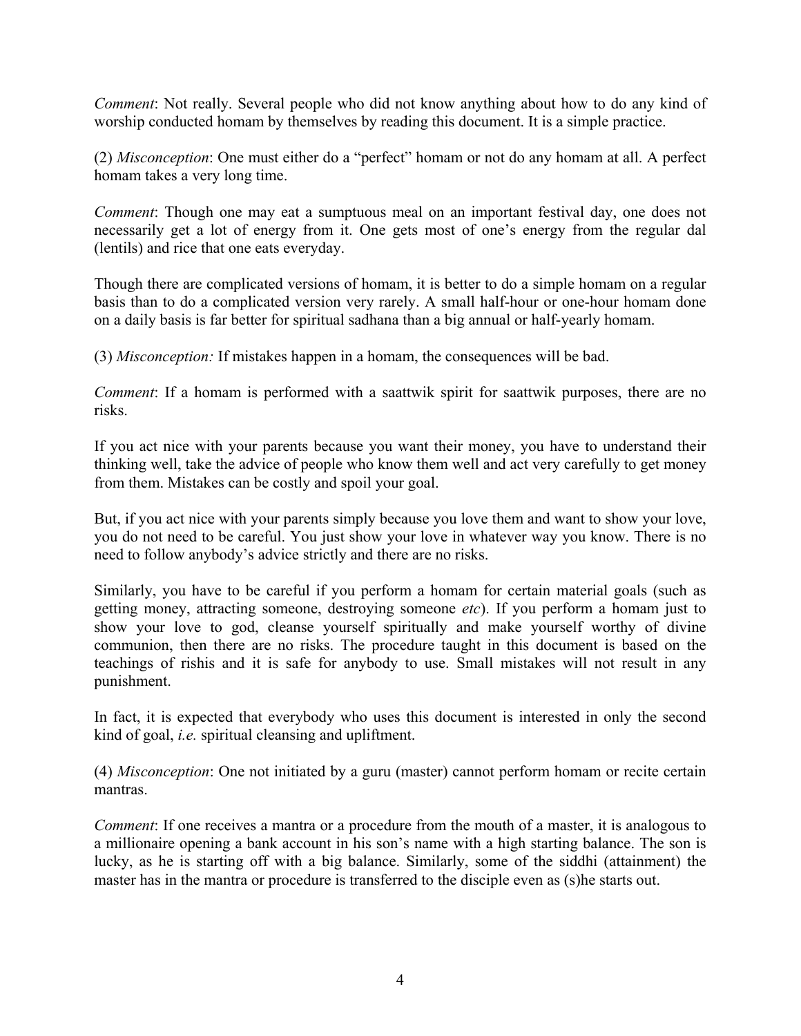*Comment*: Not really. Several people who did not know anything about how to do any kind of worship conducted homam by themselves by reading this document. It is a simple practice.

(2) *Misconception*: One must either do a "perfect" homam or not do any homam at all. A perfect homam takes a very long time.

*Comment*: Though one may eat a sumptuous meal on an important festival day, one does not necessarily get a lot of energy from it. One gets most of one's energy from the regular dal (lentils) and rice that one eats everyday.

Though there are complicated versions of homam, it is better to do a simple homam on a regular basis than to do a complicated version very rarely. A small half-hour or one-hour homam done on a daily basis is far better for spiritual sadhana than a big annual or half-yearly homam.

(3) *Misconception:* If mistakes happen in a homam, the consequences will be bad.

*Comment*: If a homam is performed with a saattwik spirit for saattwik purposes, there are no risks.

If you act nice with your parents because you want their money, you have to understand their thinking well, take the advice of people who know them well and act very carefully to get money from them. Mistakes can be costly and spoil your goal.

But, if you act nice with your parents simply because you love them and want to show your love, you do not need to be careful. You just show your love in whatever way you know. There is no need to follow anybody's advice strictly and there are no risks.

Similarly, you have to be careful if you perform a homam for certain material goals (such as getting money, attracting someone, destroying someone *etc*). If you perform a homam just to show your love to god, cleanse yourself spiritually and make yourself worthy of divine communion, then there are no risks. The procedure taught in this document is based on the teachings of rishis and it is safe for anybody to use. Small mistakes will not result in any punishment.

In fact, it is expected that everybody who uses this document is interested in only the second kind of goal, *i.e.* spiritual cleansing and upliftment.

(4) *Misconception*: One not initiated by a guru (master) cannot perform homam or recite certain mantras.

*Comment*: If one receives a mantra or a procedure from the mouth of a master, it is analogous to a millionaire opening a bank account in his son's name with a high starting balance. The son is lucky, as he is starting off with a big balance. Similarly, some of the siddhi (attainment) the master has in the mantra or procedure is transferred to the disciple even as (s)he starts out.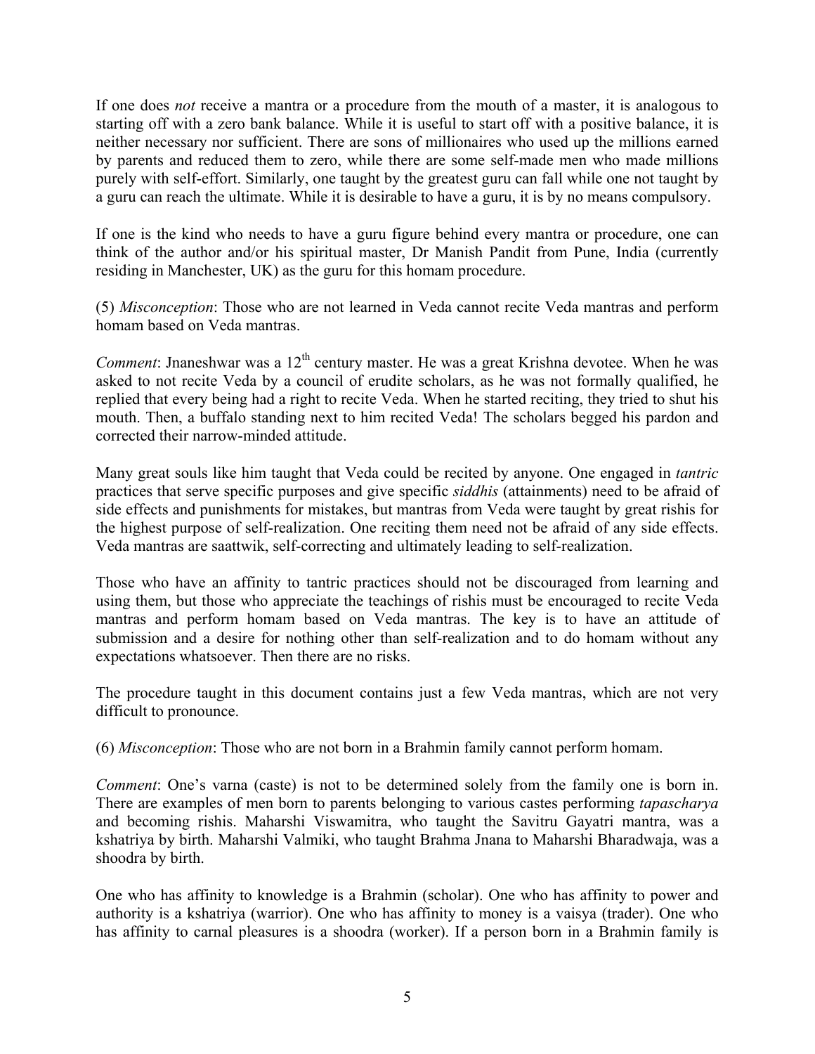If one does *not* receive a mantra or a procedure from the mouth of a master, it is analogous to starting off with a zero bank balance. While it is useful to start off with a positive balance, it is neither necessary nor sufficient. There are sons of millionaires who used up the millions earned by parents and reduced them to zero, while there are some self-made men who made millions purely with self-effort. Similarly, one taught by the greatest guru can fall while one not taught by a guru can reach the ultimate. While it is desirable to have a guru, it is by no means compulsory.

If one is the kind who needs to have a guru figure behind every mantra or procedure, one can think of the author and/or his spiritual master, Dr Manish Pandit from Pune, India (currently residing in Manchester, UK) as the guru for this homam procedure.

(5) *Misconception*: Those who are not learned in Veda cannot recite Veda mantras and perform homam based on Veda mantras.

*Comment*: Jnaneshwar was a 12th century master. He was a great Krishna devotee. When he was asked to not recite Veda by a council of erudite scholars, as he was not formally qualified, he replied that every being had a right to recite Veda. When he started reciting, they tried to shut his mouth. Then, a buffalo standing next to him recited Veda! The scholars begged his pardon and corrected their narrow-minded attitude.

Many great souls like him taught that Veda could be recited by anyone. One engaged in *tantric* practices that serve specific purposes and give specific *siddhis* (attainments) need to be afraid of side effects and punishments for mistakes, but mantras from Veda were taught by great rishis for the highest purpose of self-realization. One reciting them need not be afraid of any side effects. Veda mantras are saattwik, self-correcting and ultimately leading to self-realization.

Those who have an affinity to tantric practices should not be discouraged from learning and using them, but those who appreciate the teachings of rishis must be encouraged to recite Veda mantras and perform homam based on Veda mantras. The key is to have an attitude of submission and a desire for nothing other than self-realization and to do homam without any expectations whatsoever. Then there are no risks.

The procedure taught in this document contains just a few Veda mantras, which are not very difficult to pronounce.

(6) *Misconception*: Those who are not born in a Brahmin family cannot perform homam.

*Comment*: One's varna (caste) is not to be determined solely from the family one is born in. There are examples of men born to parents belonging to various castes performing *tapascharya* and becoming rishis. Maharshi Viswamitra, who taught the Savitru Gayatri mantra, was a kshatriya by birth. Maharshi Valmiki, who taught Brahma Jnana to Maharshi Bharadwaja, was a shoodra by birth.

One who has affinity to knowledge is a Brahmin (scholar). One who has affinity to power and authority is a kshatriya (warrior). One who has affinity to money is a vaisya (trader). One who has affinity to carnal pleasures is a shoodra (worker). If a person born in a Brahmin family is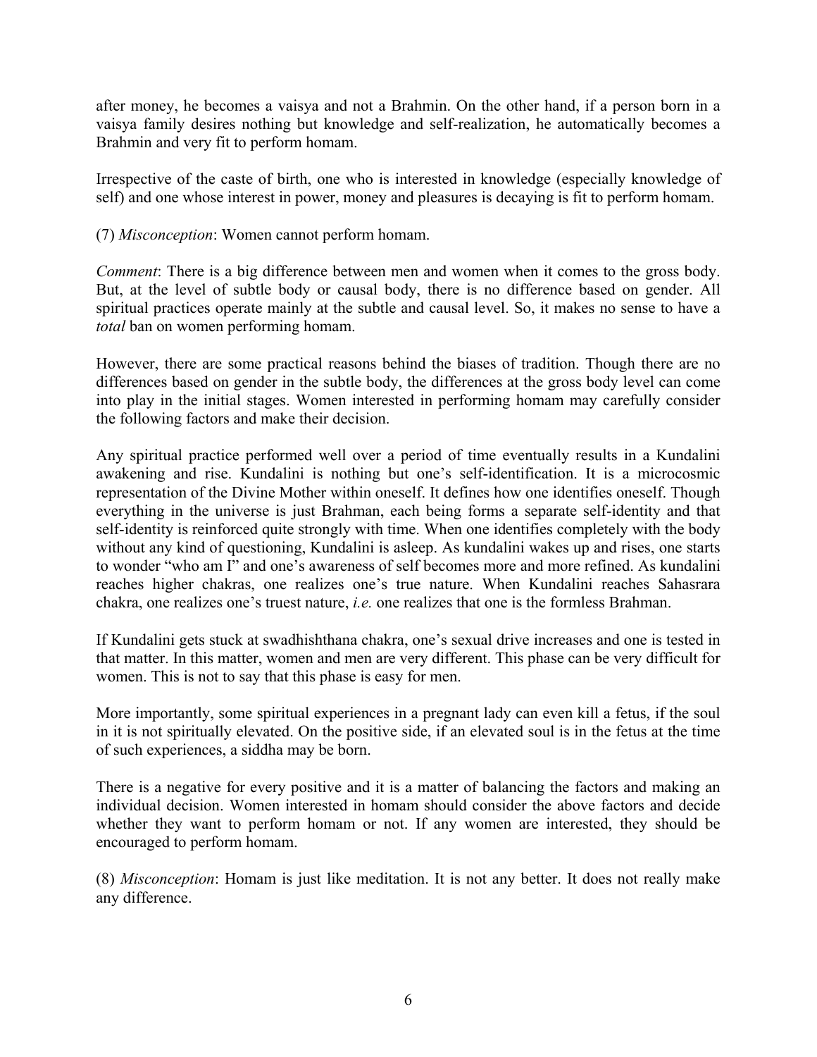after money, he becomes a vaisya and not a Brahmin. On the other hand, if a person born in a vaisya family desires nothing but knowledge and self-realization, he automatically becomes a Brahmin and very fit to perform homam.

Irrespective of the caste of birth, one who is interested in knowledge (especially knowledge of self) and one whose interest in power, money and pleasures is decaying is fit to perform homam.

(7) *Misconception*: Women cannot perform homam.

*Comment*: There is a big difference between men and women when it comes to the gross body. But, at the level of subtle body or causal body, there is no difference based on gender. All spiritual practices operate mainly at the subtle and causal level. So, it makes no sense to have a *total* ban on women performing homam.

However, there are some practical reasons behind the biases of tradition. Though there are no differences based on gender in the subtle body, the differences at the gross body level can come into play in the initial stages. Women interested in performing homam may carefully consider the following factors and make their decision.

Any spiritual practice performed well over a period of time eventually results in a Kundalini awakening and rise. Kundalini is nothing but one's self-identification. It is a microcosmic representation of the Divine Mother within oneself. It defines how one identifies oneself. Though everything in the universe is just Brahman, each being forms a separate self-identity and that self-identity is reinforced quite strongly with time. When one identifies completely with the body without any kind of questioning, Kundalini is asleep. As kundalini wakes up and rises, one starts to wonder "who am I" and one's awareness of self becomes more and more refined. As kundalini reaches higher chakras, one realizes one's true nature. When Kundalini reaches Sahasrara chakra, one realizes one's truest nature, *i.e.* one realizes that one is the formless Brahman.

If Kundalini gets stuck at swadhishthana chakra, one's sexual drive increases and one is tested in that matter. In this matter, women and men are very different. This phase can be very difficult for women. This is not to say that this phase is easy for men.

More importantly, some spiritual experiences in a pregnant lady can even kill a fetus, if the soul in it is not spiritually elevated. On the positive side, if an elevated soul is in the fetus at the time of such experiences, a siddha may be born.

There is a negative for every positive and it is a matter of balancing the factors and making an individual decision. Women interested in homam should consider the above factors and decide whether they want to perform homam or not. If any women are interested, they should be encouraged to perform homam.

(8) *Misconception*: Homam is just like meditation. It is not any better. It does not really make any difference.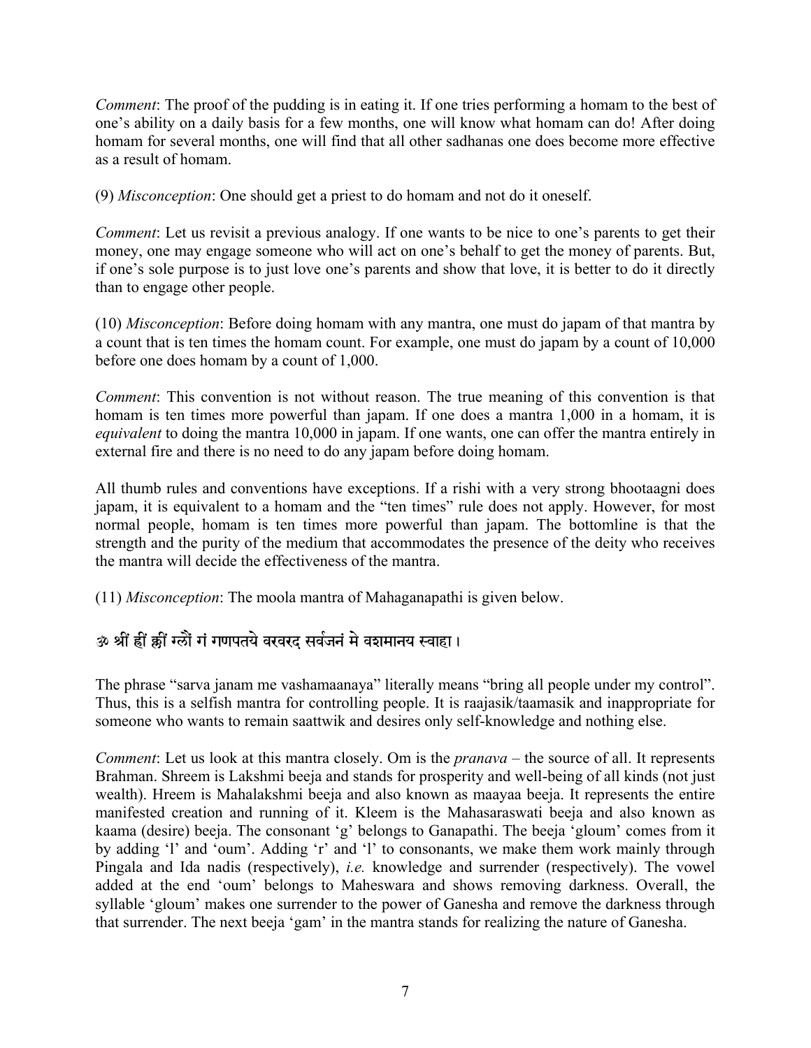*Comment*: The proof of the pudding is in eating it. If one tries performing a homam to the best of one's ability on a daily basis for a few months, one will know what homam can do! After doing homam for several months, one will find that all other sadhanas one does become more effective as a result of homam.

(9) *Misconception*: One should get a priest to do homam and not do it oneself.

*Comment*: Let us revisit a previous analogy. If one wants to be nice to one's parents to get their money, one may engage someone who will act on one's behalf to get the money of parents. But, if one's sole purpose is to just love one's parents and show that love, it is better to do it directly than to engage other people.

(10) *Misconception*: Before doing homam with any mantra, one must do japam of that mantra by a count that is ten times the homam count. For example, one must do japam by a count of 10,000 before one does homam by a count of 1,000.

*Comment*: This convention is not without reason. The true meaning of this convention is that homam is ten times more powerful than japam. If one does a mantra 1,000 in a homam, it is *equivalent* to doing the mantra 10,000 in japam. If one wants, one can offer the mantra entirely in external fire and there is no need to do any japam before doing homam.

All thumb rules and conventions have exceptions. If a rishi with a very strong bhootaagni does japam, it is equivalent to a homam and the "ten times" rule does not apply. However, for most normal people, homam is ten times more powerful than japam. The bottomline is that the strength and the purity of the medium that accommodates the presence of the deity who receives the mantra will decide the effectiveness of the mantra.

(11) *Misconception*: The moola mantra of Mahaganapathi is given below.

ॐ श्रीं ह्रीं क्लीं ग्लौं गं गणपतये वरवरद सर्वजनं मे वशमानय स्वाहा ।

The phrase "sarva janam me vashamaanaya" literally means "bring all people under my control". Thus, this is a selfish mantra for controlling people. It is raajasik/taamasik and inappropriate for someone who wants to remain saattwik and desires only self-knowledge and nothing else.

*Comment*: Let us look at this mantra closely. Om is the *pranava* – the source of all. It represents Brahman. Shreem is Lakshmi beeja and stands for prosperity and well-being of all kinds (not just wealth). Hreem is Mahalakshmi beeja and also known as maayaa beeja. It represents the entire manifested creation and running of it. Kleem is the Mahasaraswati beeja and also known as kaama (desire) beeja. The consonant 'g' belongs to Ganapathi. The beeja 'gloum' comes from it by adding 'l' and 'oum'. Adding 'r' and 'l' to consonants, we make them work mainly through Pingala and Ida nadis (respectively), *i.e.* knowledge and surrender (respectively). The vowel added at the end 'oum' belongs to Maheswara and shows removing darkness. Overall, the syllable 'gloum' makes one surrender to the power of Ganesha and remove the darkness through that surrender. The next beeja 'gam' in the mantra stands for realizing the nature of Ganesha.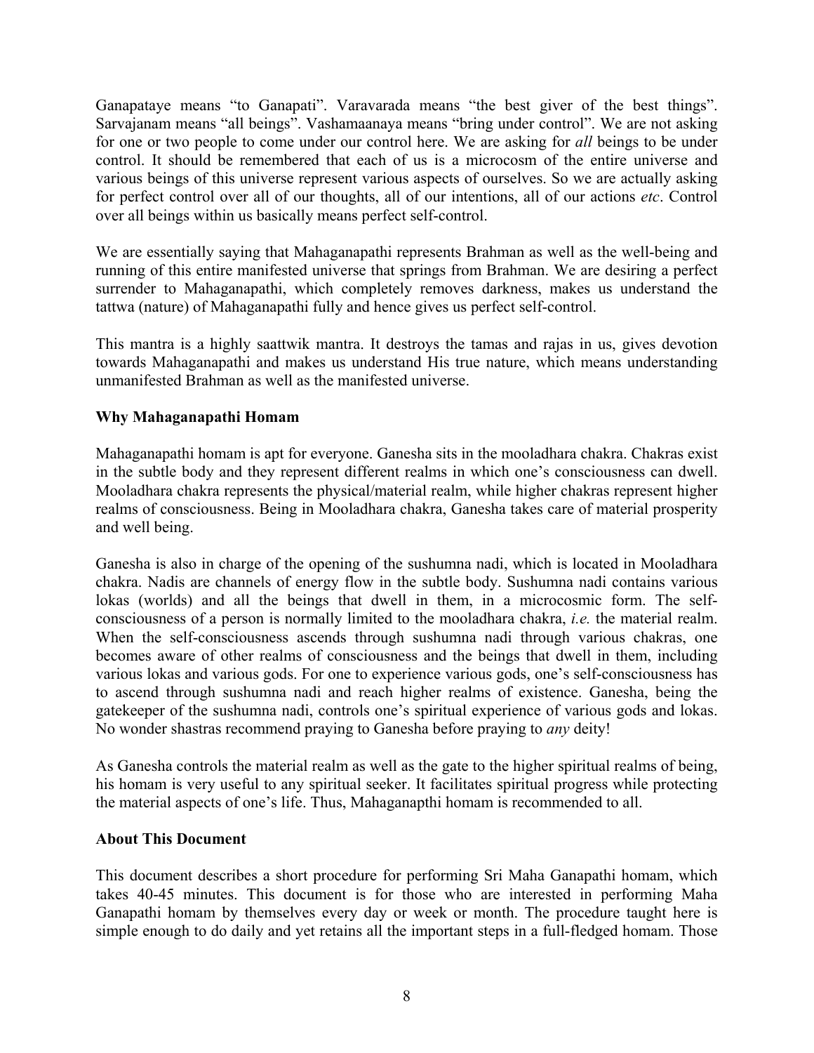Ganapataye means "to Ganapati". Varavarada means "the best giver of the best things". Sarvajanam means "all beings". Vashamaanaya means "bring under control". We are not asking for one or two people to come under our control here. We are asking for *all* beings to be under control. It should be remembered that each of us is a microcosm of the entire universe and various beings of this universe represent various aspects of ourselves. So we are actually asking for perfect control over all of our thoughts, all of our intentions, all of our actions *etc*. Control over all beings within us basically means perfect self-control.

We are essentially saying that Mahaganapathi represents Brahman as well as the well-being and running of this entire manifested universe that springs from Brahman. We are desiring a perfect surrender to Mahaganapathi, which completely removes darkness, makes us understand the tattwa (nature) of Mahaganapathi fully and hence gives us perfect self-control.

This mantra is a highly saattwik mantra. It destroys the tamas and rajas in us, gives devotion towards Mahaganapathi and makes us understand His true nature, which means understanding unmanifested Brahman as well as the manifested universe.

### Why Mahaganapathi Homam

Mahaganapathi homam is apt for everyone. Ganesha sits in the mooladhara chakra. Chakras exist in the subtle body and they represent different realms in which one's consciousness can dwell. Mooladhara chakra represents the physical/material realm, while higher chakras represent higher realms of consciousness. Being in Mooladhara chakra, Ganesha takes care of material prosperity and well being.

Ganesha is also in charge of the opening of the sushumna nadi, which is located in Mooladhara chakra. Nadis are channels of energy flow in the subtle body. Sushumna nadi contains various lokas (worlds) and all the beings that dwell in them, in a microcosmic form. The self-consciousness of a person is normally limited to the mooladhara chakra, *i.e.* the material realm. When the self-consciousness ascends through sushumna nadi through various chakras, one becomes aware of other realms of consciousness and the beings that dwell in them, including various lokas and various gods. For one to experience various gods, one's self-consciousness has to ascend through sushumna nadi and reach higher realms of existence. Ganesha, being the gatekeeper of the sushumna nadi, controls one's spiritual experience of various gods and lokas. No wonder shastras recommend praying to Ganesha before praying to *any* deity!

As Ganesha controls the material realm as well as the gate to the higher spiritual realms of being, his homam is very useful to any spiritual seeker. It facilitates spiritual progress while protecting the material aspects of one's life. Thus, Mahaganapthi homam is recommended to all.

### About This Document

This document describes a short procedure for performing Sri Maha Ganapathi homam, which takes 40-45 minutes. This document is for those who are interested in performing Maha Ganapathi homam by themselves every day or week or month. The procedure taught here is simple enough to do daily and yet retains all the important steps in a full-fledged homam. Those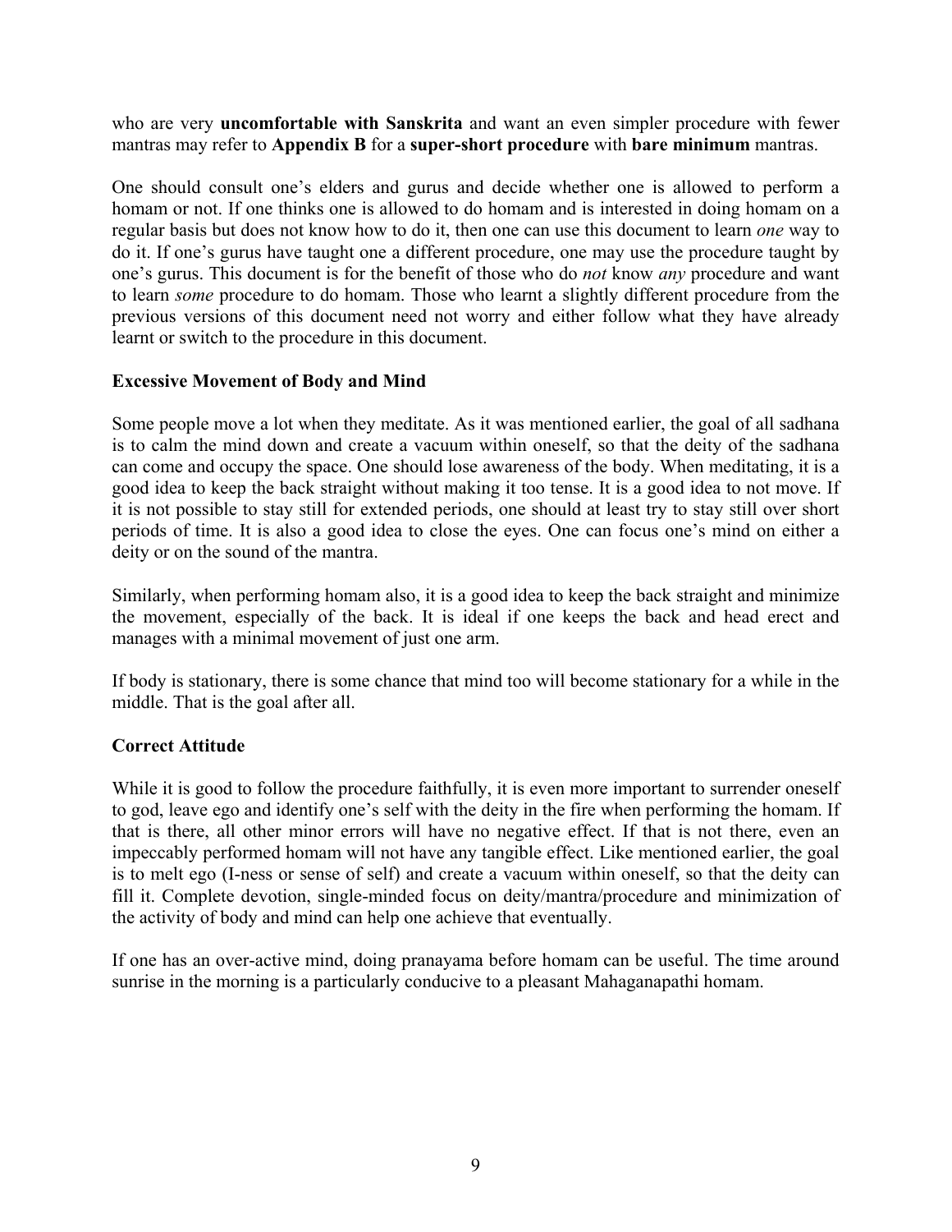who are very **uncomfortable with Sanskrita** and want an even simpler procedure with fewer mantras may refer to **Appendix B** for a **super-short procedure** with **bare minimum** mantras.

One should consult one's elders and gurus and decide whether one is allowed to perform a homam or not. If one thinks one is allowed to do homam and is interested in doing homam on a regular basis but does not know how to do it, then one can use this document to learn *one* way to do it. If one's gurus have taught one a different procedure, one may use the procedure taught by one's gurus. This document is for the benefit of those who do *not* know *any* procedure and want to learn *some* procedure to do homam. Those who learnt a slightly different procedure from the previous versions of this document need not worry and either follow what they have already learnt or switch to the procedure in this document.

### Excessive Movement of Body and Mind

Some people move a lot when they meditate. As it was mentioned earlier, the goal of all sadhana is to calm the mind down and create a vacuum within oneself, so that the deity of the sadhana can come and occupy the space. One should lose awareness of the body. When meditating, it is a good idea to keep the back straight without making it too tense. It is a good idea to not move. If it is not possible to stay still for extended periods, one should at least try to stay still over short periods of time. It is also a good idea to close the eyes. One can focus one's mind on either a deity or on the sound of the mantra.

Similarly, when performing homam also, it is a good idea to keep the back straight and minimize the movement, especially of the back. It is ideal if one keeps the back and head erect and manages with a minimal movement of just one arm.

If body is stationary, there is some chance that mind too will become stationary for a while in the middle. That is the goal after all.

### Correct Attitude

While it is good to follow the procedure faithfully, it is even more important to surrender oneself to god, leave ego and identify one's self with the deity in the fire when performing the homam. If that is there, all other minor errors will have no negative effect. If that is not there, even an impeccably performed homam will not have any tangible effect. Like mentioned earlier, the goal is to melt ego (I-ness or sense of self) and create a vacuum within oneself, so that the deity can fill it. Complete devotion, single-minded focus on deity/mantra/procedure and minimization of the activity of body and mind can help one achieve that eventually.

If one has an over-active mind, doing pranayama before homam can be useful. The time around sunrise in the morning is a particularly conducive to a pleasant Mahaganapathi homam.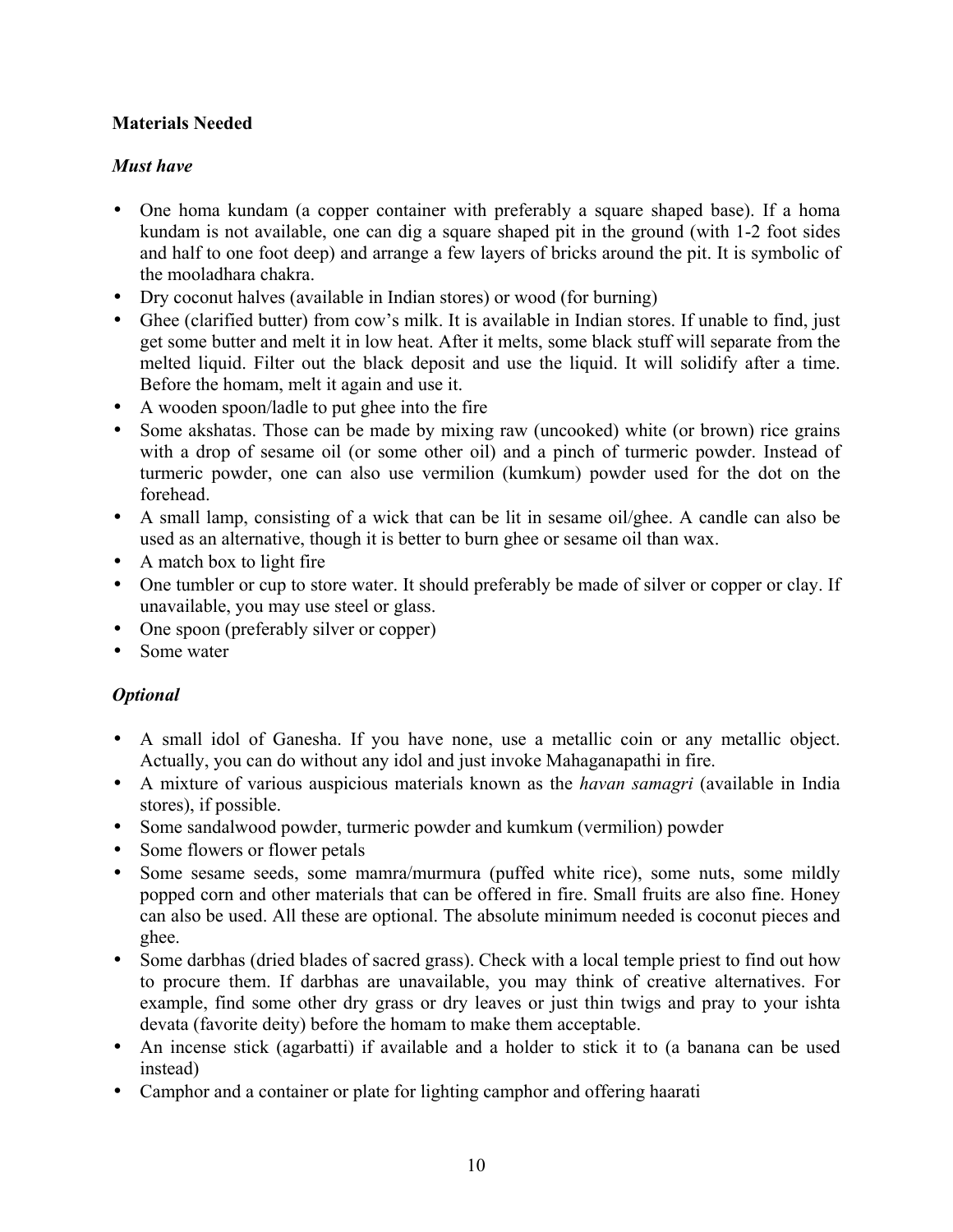**Materials Needed**

***Must have***

- One homa kundam (a copper container with preferably a square shaped base). If a homa kundam is not available, one can dig a square shaped pit in the ground (with 1-2 foot sides and half to one foot deep) and arrange a few layers of bricks around the pit. It is symbolic of the mooladhara chakra.
- Dry coconut halves (available in Indian stores) or wood (for burning)
- Ghee (clarified butter) from cow's milk. It is available in Indian stores. If unable to find, just get some butter and melt it in low heat. After it melts, some black stuff will separate from the melted liquid. Filter out the black deposit and use the liquid. It will solidify after a time. Before the homam, melt it again and use it.
- A wooden spoon/ladle to put ghee into the fire
- Some akshatas. Those can be made by mixing raw (uncooked) white (or brown) rice grains with a drop of sesame oil (or some other oil) and a pinch of turmeric powder. Instead of turmeric powder, one can also use vermilion (kumkum) powder used for the dot on the forehead.
- A small lamp, consisting of a wick that can be lit in sesame oil/ghee. A candle can also be used as an alternative, though it is better to burn ghee or sesame oil than wax.
- A match box to light fire
- One tumbler or cup to store water. It should preferably be made of silver or copper or clay. If unavailable, you may use steel or glass.
- One spoon (preferably silver or copper)
- Some water

***Optional***

- A small idol of Ganesha. If you have none, use a metallic coin or any metallic object. Actually, you can do without any idol and just invoke Mahaganapathi in fire.
- A mixture of various auspicious materials known as the *havan samagri* (available in India stores), if possible.
- Some sandalwood powder, turmeric powder and kumkum (vermilion) powder
- Some flowers or flower petals
- Some sesame seeds, some mamra/murmura (puffed white rice), some nuts, some mildly popped corn and other materials that can be offered in fire. Small fruits are also fine. Honey can also be used. All these are optional. The absolute minimum needed is coconut pieces and ghee.
- Some darbhas (dried blades of sacred grass). Check with a local temple priest to find out how to procure them. If darbhas are unavailable, you may think of creative alternatives. For example, find some other dry grass or dry leaves or just thin twigs and pray to your ishta devata (favorite deity) before the homam to make them acceptable.
- An incense stick (agarbatti) if available and a holder to stick it to (a banana can be used instead)
- Camphor and a container or plate for lighting camphor and offering haarati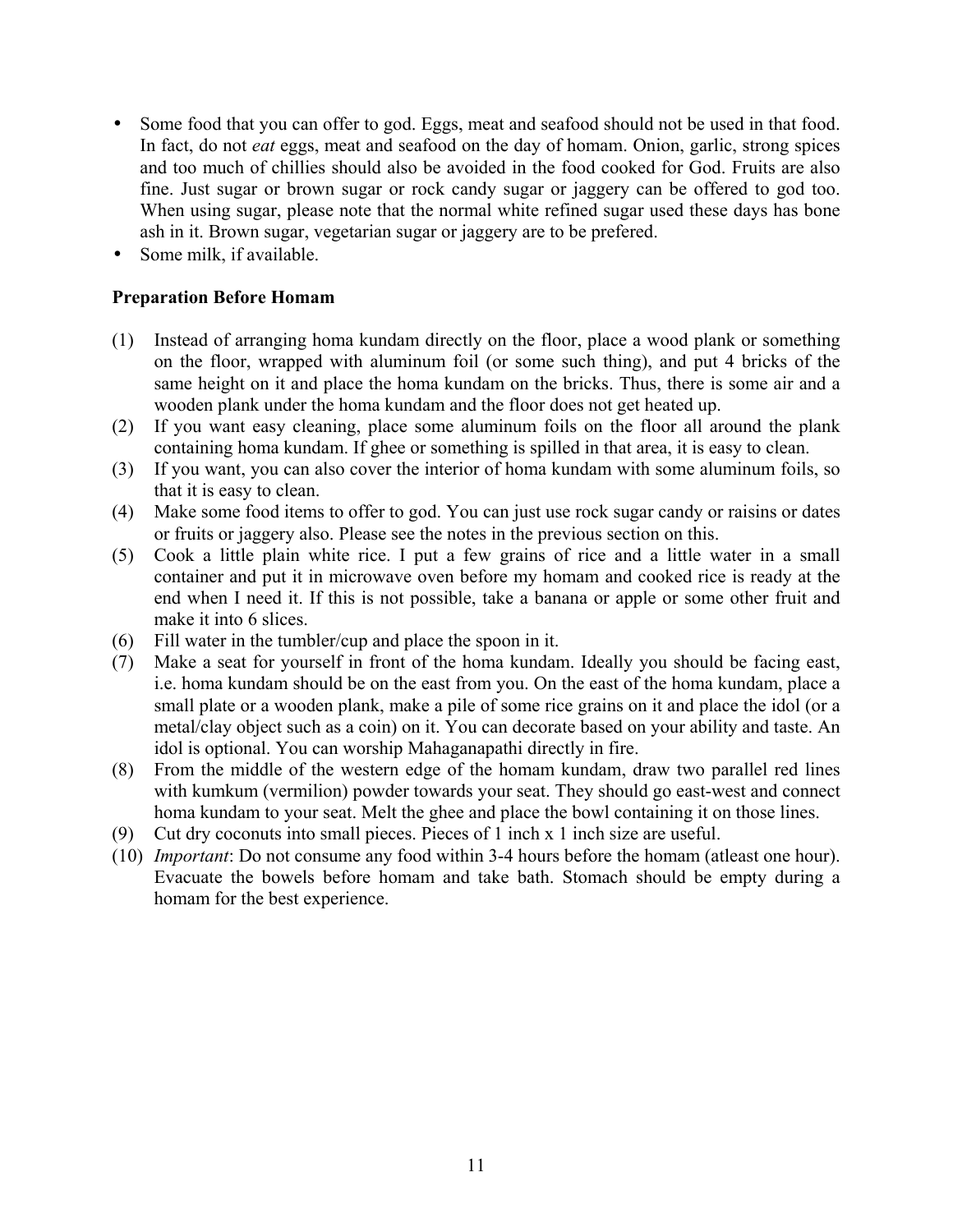- Some food that you can offer to god. Eggs, meat and seafood should not be used in that food. In fact, do not *eat* eggs, meat and seafood on the day of homam. Onion, garlic, strong spices and too much of chillies should also be avoided in the food cooked for God. Fruits are also fine. Just sugar or brown sugar or rock candy sugar or jaggery can be offered to god too. When using sugar, please note that the normal white refined sugar used these days has bone ash in it. Brown sugar, vegetarian sugar or jaggery are to be prefered.
- Some milk, if available.

**Preparation Before Homam**

(1) Instead of arranging homa kundam directly on the floor, place a wood plank or something on the floor, wrapped with aluminum foil (or some such thing), and put 4 bricks of the same height on it and place the homa kundam on the bricks. Thus, there is some air and a wooden plank under the homa kundam and the floor does not get heated up.

(2) If you want easy cleaning, place some aluminum foils on the floor all around the plank containing homa kundam. If ghee or something is spilled in that area, it is easy to clean.

(3) If you want, you can also cover the interior of homa kundam with some aluminum foils, so that it is easy to clean.

(4) Make some food items to offer to god. You can just use rock sugar candy or raisins or dates or fruits or jaggery also. Please see the notes in the previous section on this.

(5) Cook a little plain white rice. I put a few grains of rice and a little water in a small container and put it in microwave oven before my homam and cooked rice is ready at the end when I need it. If this is not possible, take a banana or apple or some other fruit and make it into 6 slices.

(6) Fill water in the tumbler/cup and place the spoon in it.

(7) Make a seat for yourself in front of the homa kundam. Ideally you should be facing east, i.e. homa kundam should be on the east from you. On the east of the homa kundam, place a small plate or a wooden plank, make a pile of some rice grains on it and place the idol (or a metal/clay object such as a coin) on it. You can decorate based on your ability and taste. An idol is optional. You can worship Mahaganapathi directly in fire.

(8) From the middle of the western edge of the homam kundam, draw two parallel red lines with kumkum (vermilion) powder towards your seat. They should go east-west and connect homa kundam to your seat. Melt the ghee and place the bowl containing it on those lines.

(9) Cut dry coconuts into small pieces. Pieces of 1 inch x 1 inch size are useful.

(10) *Important*: Do not consume any food within 3-4 hours before the homam (atleast one hour). Evacuate the bowels before homam and take bath. Stomach should be empty during a homam for the best experience.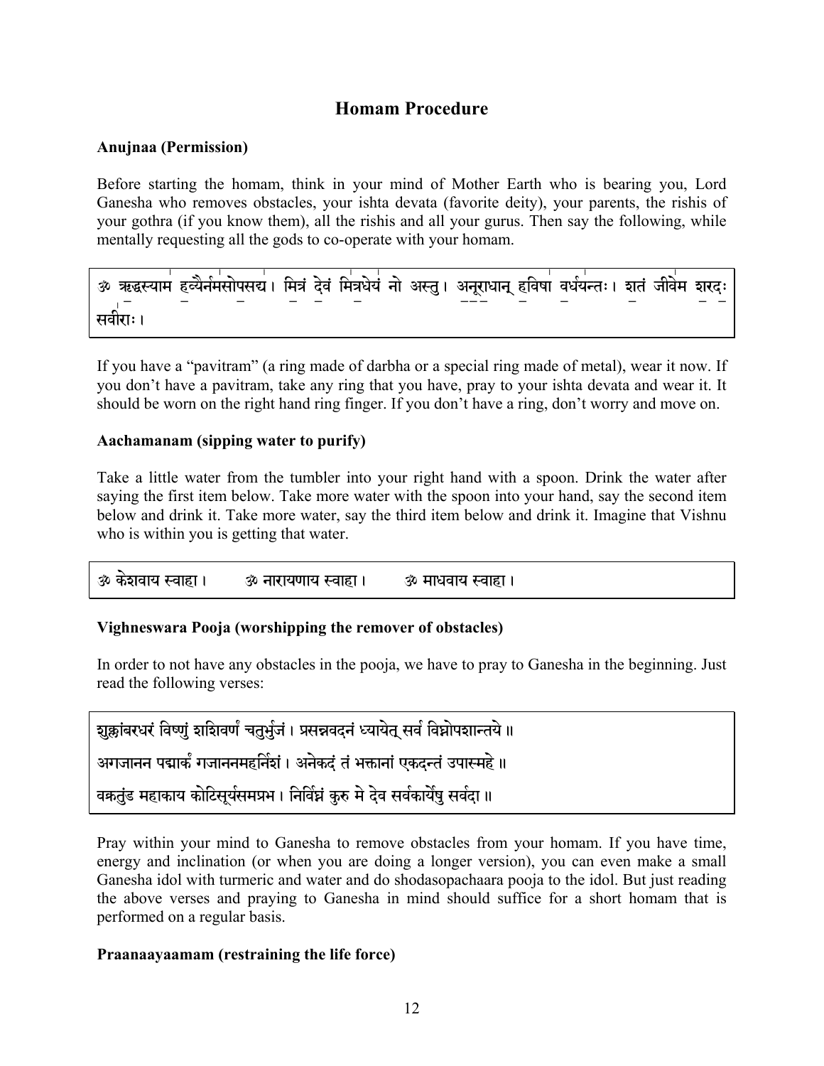# Homam Procedure

### Anujnaa (Permission)

Before starting the homam, think in your mind of Mother Earth who is bearing you, Lord Ganesha who removes obstacles, your ishta devata (favorite deity), your parents, the rishis of your gothra (if you know them), all the rishis and all your gurus. Then say the following, while mentally requesting all the gods to co-operate with your homam.

> ॐ ऋद्धस्याम हव्यैर्नमसोपसद्य। मित्रं देवं मित्रधेयं नो अस्तु। अनूराधान् हविषा वर्धयन्तः। शतं जीवेम शरदः सवीराः।

If you have a "pavitram" (a ring made of darbha or a special ring made of metal), wear it now. If you don't have a pavitram, take any ring that you have, pray to your ishta devata and wear it. It should be worn on the right hand ring finger. If you don't have a ring, don't worry and move on.

### Aachamanam (sipping water to purify)

Take a little water from the tumbler into your right hand with a spoon. Drink the water after saying the first item below. Take more water with the spoon into your hand, say the second item below and drink it. Take more water, say the third item below and drink it. Imagine that Vishnu who is within you is getting that water.

> ॐ केशवाय स्वाहा। ॐ नारायणाय स्वाहा। ॐ माधवाय स्वाहा।

### Vighneswara Pooja (worshipping the remover of obstacles)

In order to not have any obstacles in the pooja, we have to pray to Ganesha in the beginning. Just read the following verses:

> शुक्लांबरधरं विष्णुं शशिवर्णं चतुर्भुजं। प्रसन्नवदनं ध्यायेत् सर्व विघ्नोपशान्तये॥
>
> अगजानन पद्मार्कं गजाननमहर्निशं। अनेकदं तं भक्तानां एकदन्तं उपास्महे॥
>
> वक्रतुंड महाकाय कोटिसूर्यसमप्रभ। निर्विघ्नं कुरु मे देव सर्वकार्येषु सर्वदा॥

Pray within your mind to Ganesha to remove obstacles from your homam. If you have time, energy and inclination (or when you are doing a longer version), you can even make a small Ganesha idol with turmeric and water and do shodasopachaara pooja to the idol. But just reading the above verses and praying to Ganesha in mind should suffice for a short homam that is performed on a regular basis.

### Praanaayaamam (restraining the life force)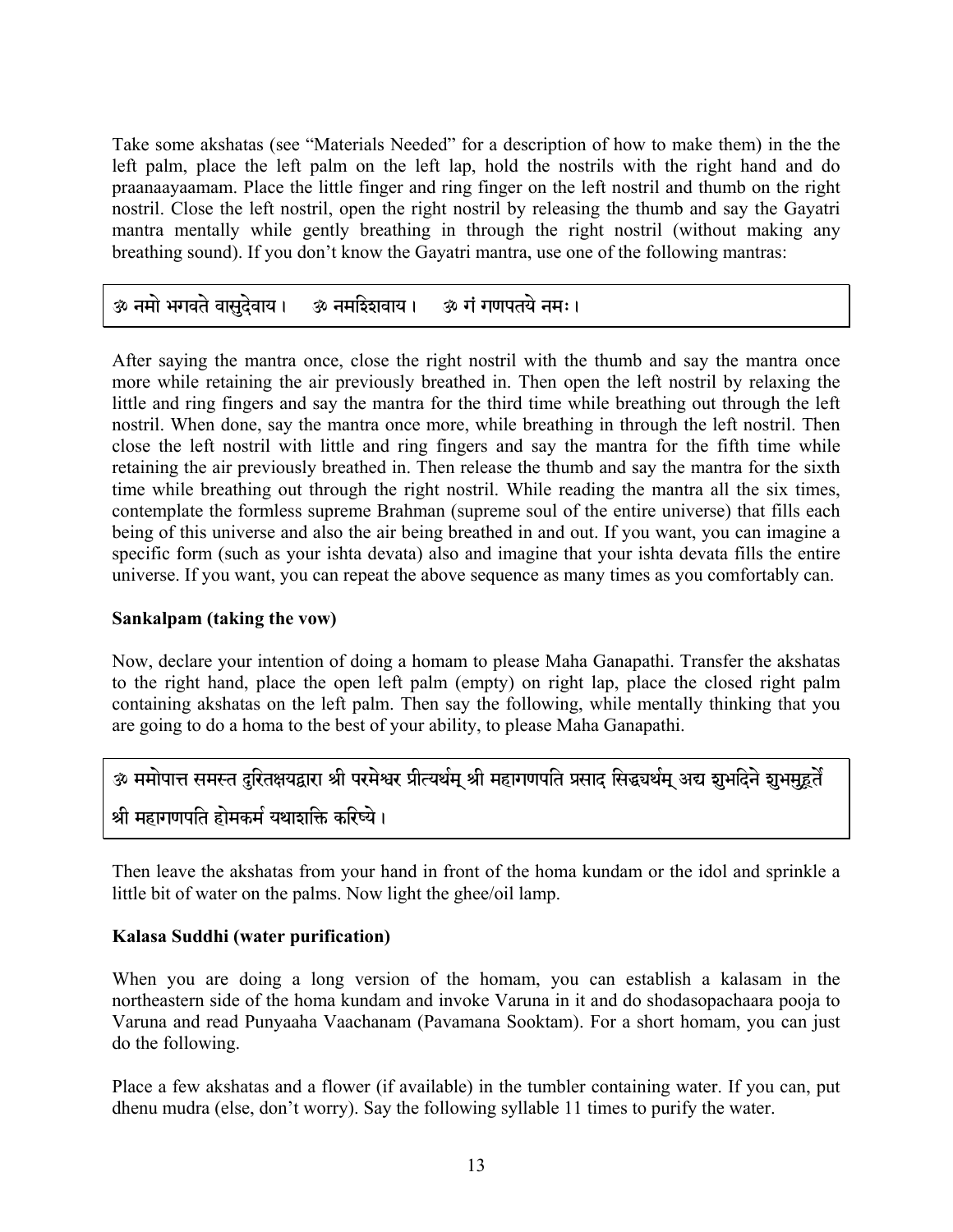Take some akshatas (see "Materials Needed" for a description of how to make them) in the the left palm, place the left palm on the left lap, hold the nostrils with the right hand and do praanaayaamam. Place the little finger and ring finger on the left nostril and thumb on the right nostril. Close the left nostril, open the right nostril by releasing the thumb and say the Gayatri mantra mentally while gently breathing in through the right nostril (without making any breathing sound). If you don't know the Gayatri mantra, use one of the following mantras:

ॐ नमो भगवते वासुदेवाय ।    ॐ नमश्शिवाय ।    ॐ गं गणपतये नमः ।

After saying the mantra once, close the right nostril with the thumb and say the mantra once more while retaining the air previously breathed in. Then open the left nostril by relaxing the little and ring fingers and say the mantra for the third time while breathing out through the left nostril. When done, say the mantra once more, while breathing in through the left nostril. Then close the left nostril with little and ring fingers and say the mantra for the fifth time while retaining the air previously breathed in. Then release the thumb and say the mantra for the sixth time while breathing out through the right nostril. While reading the mantra all the six times, contemplate the formless supreme Brahman (supreme soul of the entire universe) that fills each being of this universe and also the air being breathed in and out. If you want, you can imagine a specific form (such as your ishta devata) also and imagine that your ishta devata fills the entire universe. If you want, you can repeat the above sequence as many times as you comfortably can.

**Sankalpam (taking the vow)**

Now, declare your intention of doing a homam to please Maha Ganapathi. Transfer the akshatas to the right hand, place the open left palm (empty) on right lap, place the closed right palm containing akshatas on the left palm. Then say the following, while mentally thinking that you are going to do a homa to the best of your ability, to please Maha Ganapathi.

ॐ ममोपात्त समस्त दुरितक्षयद्वारा श्री परमेश्वर प्रीत्यर्थम् श्री महागणपति प्रसाद सिद्ध्यर्थम् अद्य शुभदिने शुभमुहूर्ते श्री महागणपति होमकर्म यथाशक्ति करिष्ये ।

Then leave the akshatas from your hand in front of the homa kundam or the idol and sprinkle a little bit of water on the palms. Now light the ghee/oil lamp.

**Kalasa Suddhi (water purification)**

When you are doing a long version of the homam, you can establish a kalasam in the northeastern side of the homa kundam and invoke Varuna in it and do shodasopachaara pooja to Varuna and read Punyaaha Vaachanam (Pavamana Sooktam). For a short homam, you can just do the following.

Place a few akshatas and a flower (if available) in the tumbler containing water. If you can, put dhenu mudra (else, don't worry). Say the following syllable 11 times to purify the water.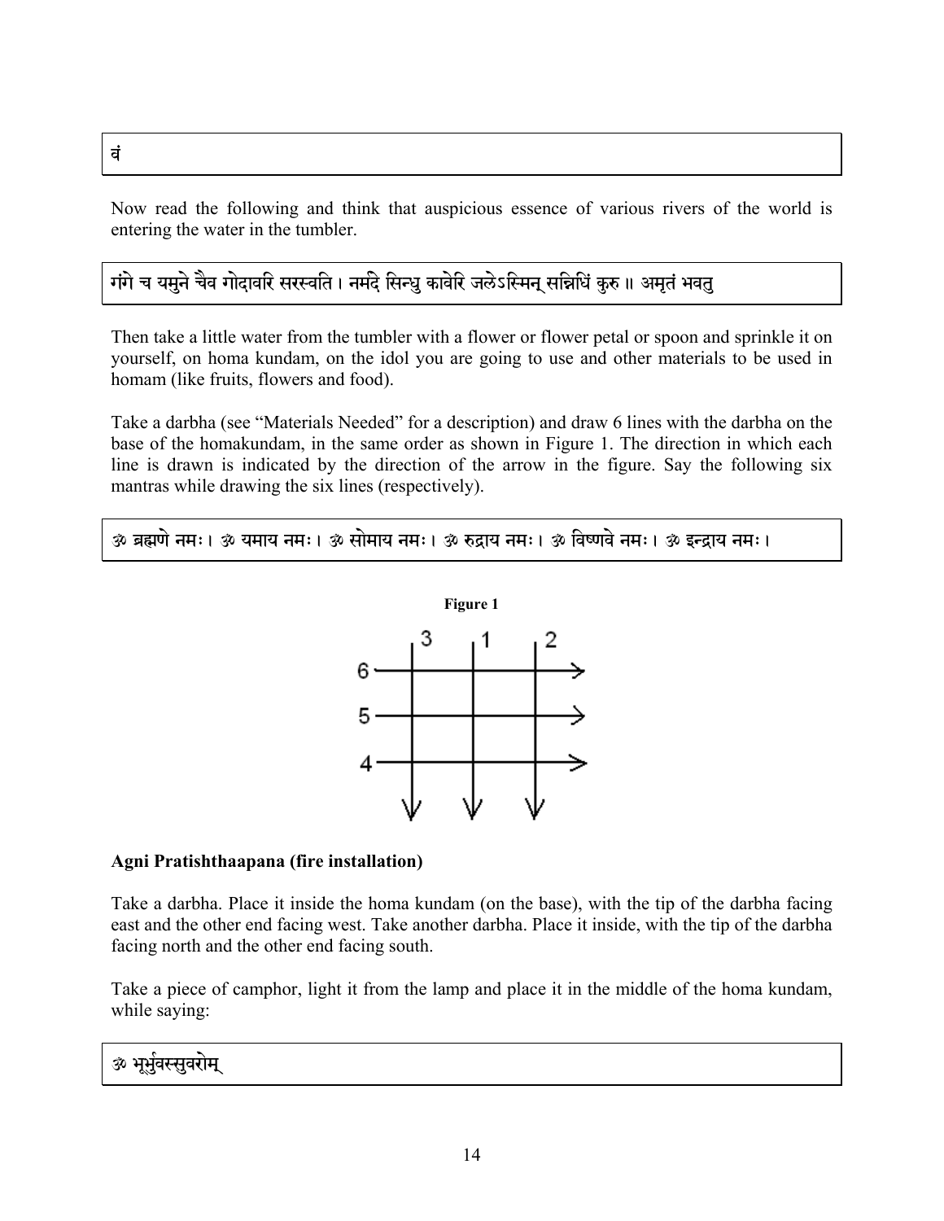वं

Now read the following and think that auspicious essence of various rivers of the world is entering the water in the tumbler.

गंगे च यमुने चैव गोदावरि सरस्वति । नर्मदे सिन्धु कावेरि जलेऽस्मिन् सन्निधिं कुरु ॥ अमृतं भवतु

Then take a little water from the tumbler with a flower or flower petal or spoon and sprinkle it on yourself, on homa kundam, on the idol you are going to use and other materials to be used in homam (like fruits, flowers and food).

Take a darbha (see "Materials Needed" for a description) and draw 6 lines with the darbha on the base of the homakundam, in the same order as shown in Figure 1. The direction in which each line is drawn is indicated by the direction of the arrow in the figure. Say the following six mantras while drawing the six lines (respectively).

ॐ ब्रह्मणे नमः । ॐ यमाय नमः । ॐ सोमाय नमः । ॐ रुद्राय नमः । ॐ विष्णवे नमः । ॐ इन्द्राय नमः ।

**Figure 1**

### Agni Pratishthaapana (fire installation)

Take a darbha. Place it inside the homa kundam (on the base), with the tip of the darbha facing east and the other end facing west. Take another darbha. Place it inside, with the tip of the darbha facing north and the other end facing south.

Take a piece of camphor, light it from the lamp and place it in the middle of the homa kundam, while saying:

ॐ भूर्भुवस्सुवरोम्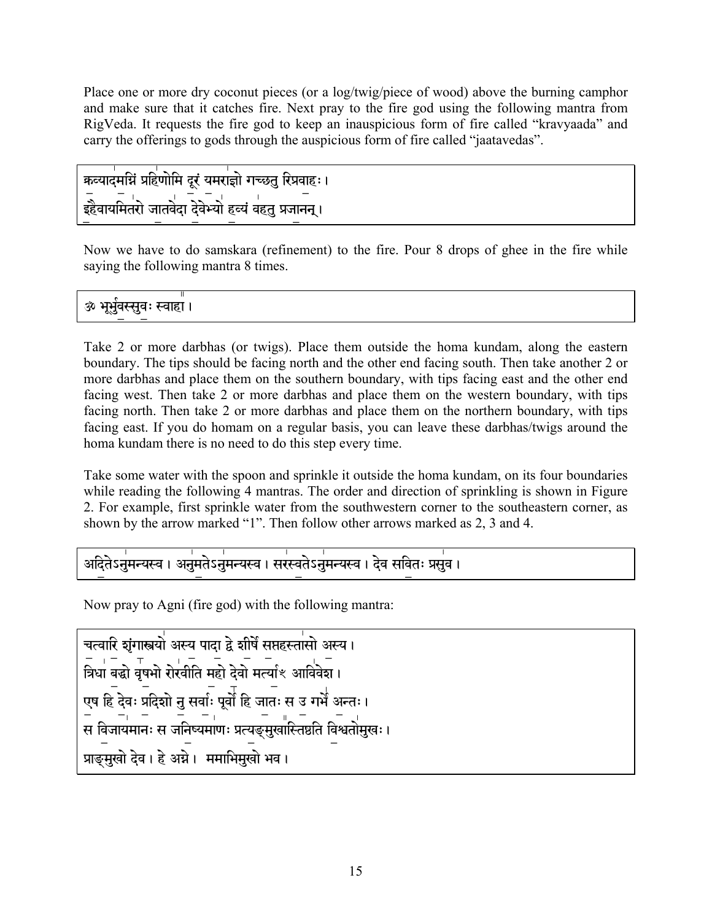Place one or more dry coconut pieces (or a log/twig/piece of wood) above the burning camphor and make sure that it catches fire. Next pray to the fire god using the following mantra from RigVeda. It requests the fire god to keep an inauspicious form of fire called "kravyaada" and carry the offerings to gods through the auspicious form of fire called "jaatavedas".

> क्रव्यादमग्निं प्रहिणोमि दूरं यमराज्ञो गच्छतु रिप्रवाहः ।
> इहैवायमितरो जातवेदा देवेभ्यो हव्यं वहतु प्रजानन् ।

Now we have to do samskara (refinement) to the fire. Pour 8 drops of ghee in the fire while saying the following mantra 8 times.

> ॐ भूर्भुवस्सुवः स्वाहा ।

Take 2 or more darbhas (or twigs). Place them outside the homa kundam, along the eastern boundary. The tips should be facing north and the other end facing south. Then take another 2 or more darbhas and place them on the southern boundary, with tips facing east and the other end facing west. Then take 2 or more darbhas and place them on the western boundary, with tips facing north. Then take 2 or more darbhas and place them on the northern boundary, with tips facing east. If you do homam on a regular basis, you can leave these darbhas/twigs around the homa kundam there is no need to do this step every time.

Take some water with the spoon and sprinkle it outside the homa kundam, on its four boundaries while reading the following 4 mantras. The order and direction of sprinkling is shown in Figure 2. For example, first sprinkle water from the southwestern corner to the southeastern corner, as shown by the arrow marked "1". Then follow other arrows marked as 2, 3 and 4.

> अदितेऽनुमन्यस्व । अनुमतेऽनुमन्यस्व । सरस्वतेऽनुमन्यस्व । देव सवितः प्रसुव ।

Now pray to Agni (fire god) with the following mantra:

> चत्वारि शृंगास्त्रयो अस्य पादा द्वे शीर्षे सप्तहस्तासो अस्य ।
> त्रिधा बद्धो वृषभो रोरवीति महो देवो मर्त्यां॑ आविवेश ।
> एष हि देवः प्रदिशो नु सर्वाः पूर्वो हि जातः स उ गर्भे अन्तः ।
> स विजायमानः स जनिष्यमाणः प्रत्यङ्मुखास्तिष्ठति विश्वतोमुखः ।
> प्राङ्मुखो देव । हे अग्ने । ममाभिमुखो भव ।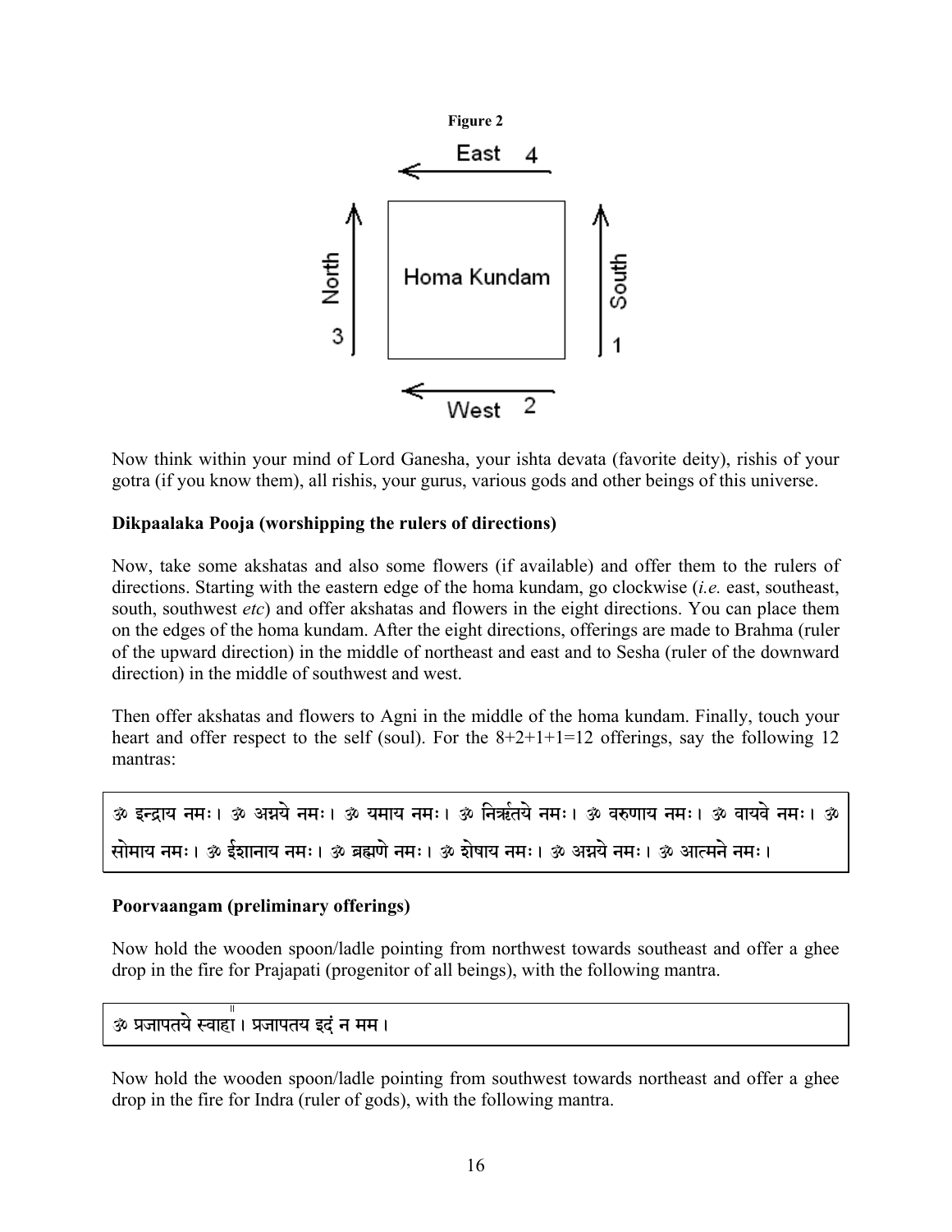**Figure 2**

East 4

North 3 — Homa Kundam — South 1

West 2

Now think within your mind of Lord Ganesha, your ishta devata (favorite deity), rishis of your gotra (if you know them), all rishis, your gurus, various gods and other beings of this universe.

**Dikpaalaka Pooja (worshipping the rulers of directions)**

Now, take some akshatas and also some flowers (if available) and offer them to the rulers of directions. Starting with the eastern edge of the homa kundam, go clockwise (*i.e.* east, southeast, south, southwest *etc*) and offer akshatas and flowers in the eight directions. You can place them on the edges of the homa kundam. After the eight directions, offerings are made to Brahma (ruler of the upward direction) in the middle of northeast and east and to Sesha (ruler of the downward direction) in the middle of southwest and west.

Then offer akshatas and flowers to Agni in the middle of the homa kundam. Finally, touch your heart and offer respect to the self (soul). For the 8+2+1+1=12 offerings, say the following 12 mantras:

ॐ इन्द्राय नमः। ॐ अग्नये नमः। ॐ यमाय नमः। ॐ निर्ऋतये नमः। ॐ वरुणाय नमः। ॐ वायवे नमः। ॐ सोमाय नमः। ॐ ईशानाय नमः। ॐ ब्रह्मणे नमः। ॐ शेषाय नमः। ॐ अग्नये नमः। ॐ आत्मने नमः।

**Poorvaangam (preliminary offerings)**

Now hold the wooden spoon/ladle pointing from northwest towards southeast and offer a ghee drop in the fire for Prajapati (progenitor of all beings), with the following mantra.

ॐ प्रजापतये स्वाहा। प्रजापतय इदं न मम।

Now hold the wooden spoon/ladle pointing from southwest towards northeast and offer a ghee drop in the fire for Indra (ruler of gods), with the following mantra.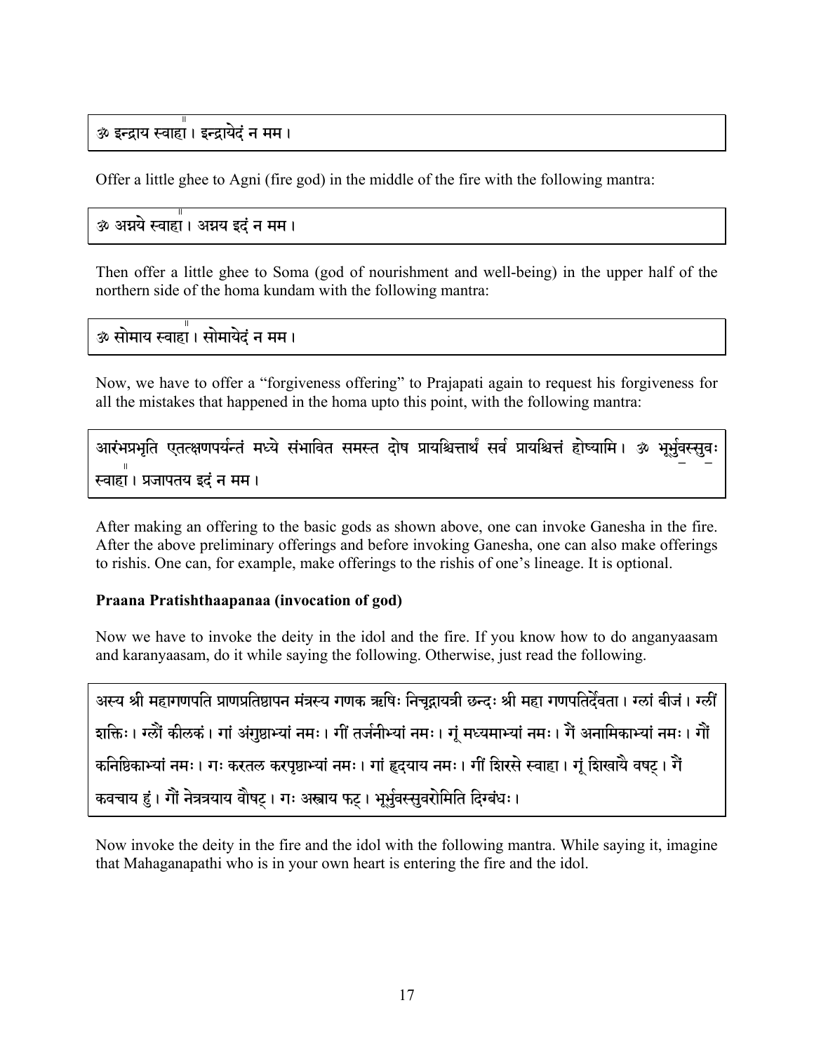ॐ इन्द्राय स्वाहा । इन्द्रायेदं न मम ।

Offer a little ghee to Agni (fire god) in the middle of the fire with the following mantra:

ॐ अग्नये स्वाहा । अग्नय इदं न मम ।

Then offer a little ghee to Soma (god of nourishment and well-being) in the upper half of the northern side of the homa kundam with the following mantra:

ॐ सोमाय स्वाहा । सोमायेदं न मम ।

Now, we have to offer a "forgiveness offering" to Prajapati again to request his forgiveness for all the mistakes that happened in the homa upto this point, with the following mantra:

आरंभप्रभृति एतत्क्षणपर्यन्तं मध्ये संभावित समस्त दोष प्रायश्चित्तार्थं सर्व प्रायश्चित्तं होष्यामि। ॐ भूर्भुवस्सुवः स्वाहा । प्रजापतय इदं न मम ।

After making an offering to the basic gods as shown above, one can invoke Ganesha in the fire. After the above preliminary offerings and before invoking Ganesha, one can also make offerings to rishis. One can, for example, make offerings to the rishis of one's lineage. It is optional.

**Praana Pratishthaapanaa (invocation of god)**

Now we have to invoke the deity in the idol and the fire. If you know how to do anganyaasam and karanyaasam, do it while saying the following. Otherwise, just read the following.

अस्य श्री महागणपति प्राणप्रतिष्ठापन मंत्रस्य गणक ऋषिः निचृद्गायत्री छन्दः श्री महा गणपतिर्देवता । ग्लां बीजं । ग्लीं शक्तिः । ग्लौं कीलकं । गां अंगुष्ठाभ्यां नमः । गीं तर्जनीभ्यां नमः । गूं मध्यमाभ्यां नमः । गैं अनामिकाभ्यां नमः । गौं कनिष्ठिकाभ्यां नमः । गः करतल करपृष्ठाभ्यां नमः । गां हृदयाय नमः । गीं शिरसे स्वाहा । गूं शिखायै वषट् । गैं कवचाय हुं । गौं नेत्रत्रयाय वौषट् । गः अस्त्राय फट् । भूर्भुवस्सुवरोमिति दिग्बंधः ।

Now invoke the deity in the fire and the idol with the following mantra. While saying it, imagine that Mahaganapathi who is in your own heart is entering the fire and the idol.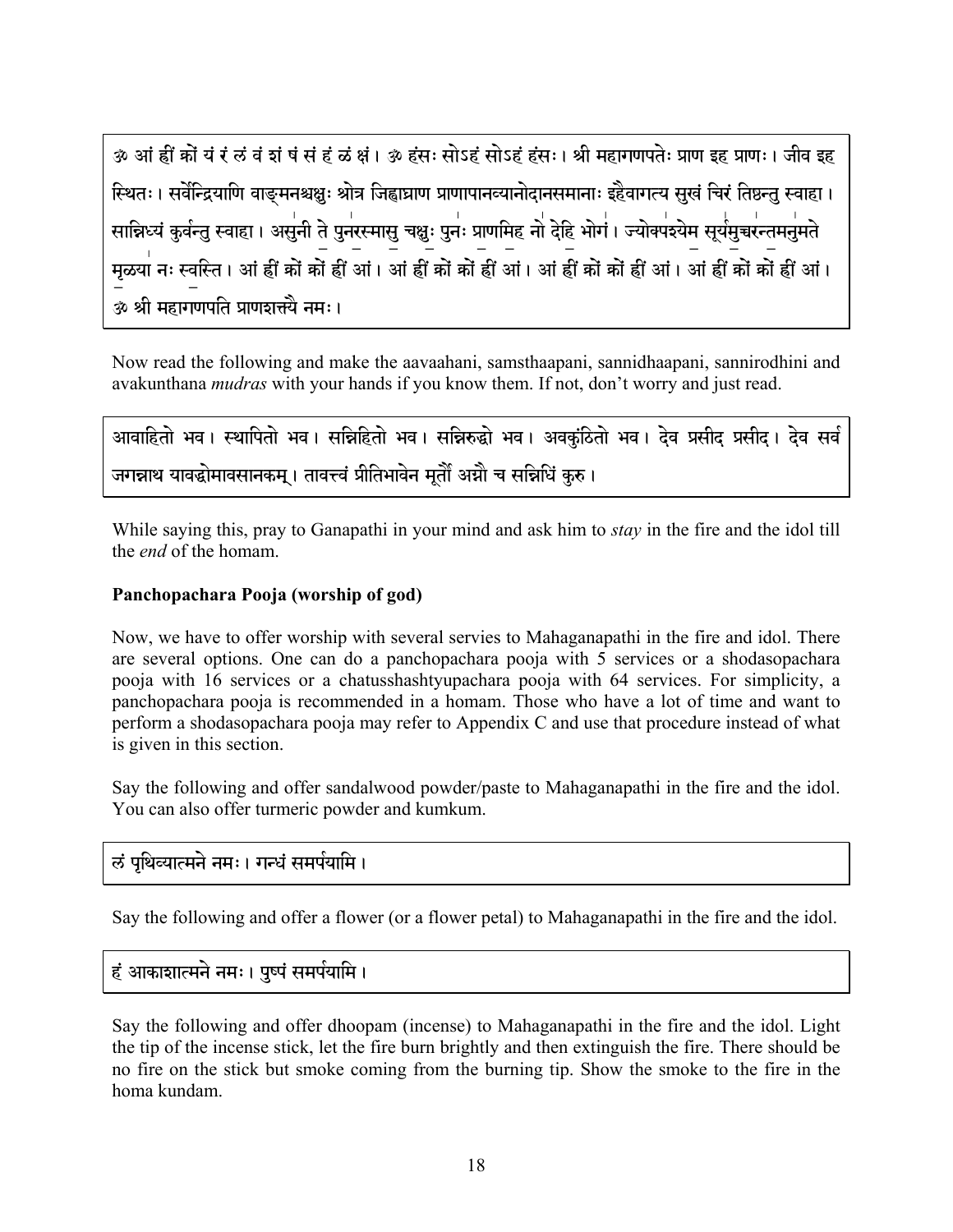ॐ आं ह्रीं क्रों यं रं लं वं शं षं सं हं ळं क्षं। ॐ हंसः सोऽहं सोऽहं हंसः। श्री महागणपतेः प्राण इह प्राणः। जीव इह स्थितः। सर्वेन्द्रियाणि वाङ्मनश्चक्षुः श्रोत्र जिह्वाघ्राण प्राणापानव्यानोदानसमानाः इहैवागत्य सुखं चिरं तिष्ठन्तु स्वाहा। सान्निध्यं कुर्वन्तु स्वाहा। असुनी ते पुनरस्मासु चक्षुः पुनः प्राणमिह नो देहि भोगं। ज्योक्पश्येम सूर्यमुच्चरन्तमनुमते मृळया नः स्वस्ति। आं ह्रीं क्रों क्रों ह्रीं आं। आं ह्रीं क्रों क्रों ह्रीं आं। आं ह्रीं क्रों क्रों ह्रीं आं। आं ह्रीं क्रों क्रों ह्रीं आं। ॐ श्री महागणपति प्राणशक्त्यै नमः।

Now read the following and make the aavaahani, samsthaapani, sannidhaapani, sannirodhini and avakunthana *mudras* with your hands if you know them. If not, don't worry and just read.

आवाहितो भव। स्थापितो भव। सन्निहितो भव। सन्निरुद्धो भव। अवकुंठितो भव। देव प्रसीद प्रसीद। देव सर्व जगन्नाथ यावद्धोमावसानकम्। तावत्त्वं प्रीतिभावेन मूर्तौ अग्नौ च सन्निधिं कुरु।

While saying this, pray to Ganapathi in your mind and ask him to *stay* in the fire and the idol till the *end* of the homam.

**Panchopachara Pooja (worship of god)**

Now, we have to offer worship with several servies to Mahaganapathi in the fire and idol. There are several options. One can do a panchopachara pooja with 5 services or a shodasopachara pooja with 16 services or a chatusshashtyupachara pooja with 64 services. For simplicity, a panchopachara pooja is recommended in a homam. Those who have a lot of time and want to perform a shodasopachara pooja may refer to Appendix C and use that procedure instead of what is given in this section.

Say the following and offer sandalwood powder/paste to Mahaganapathi in the fire and the idol. You can also offer turmeric powder and kumkum.

लं पृथिव्यात्मने नमः। गन्धं समर्पयामि।

Say the following and offer a flower (or a flower petal) to Mahaganapathi in the fire and the idol.

हं आकाशात्मने नमः। पुष्पं समर्पयामि।

Say the following and offer dhoopam (incense) to Mahaganapathi in the fire and the idol. Light the tip of the incense stick, let the fire burn brightly and then extinguish the fire. There should be no fire on the stick but smoke coming from the burning tip. Show the smoke to the fire in the homa kundam.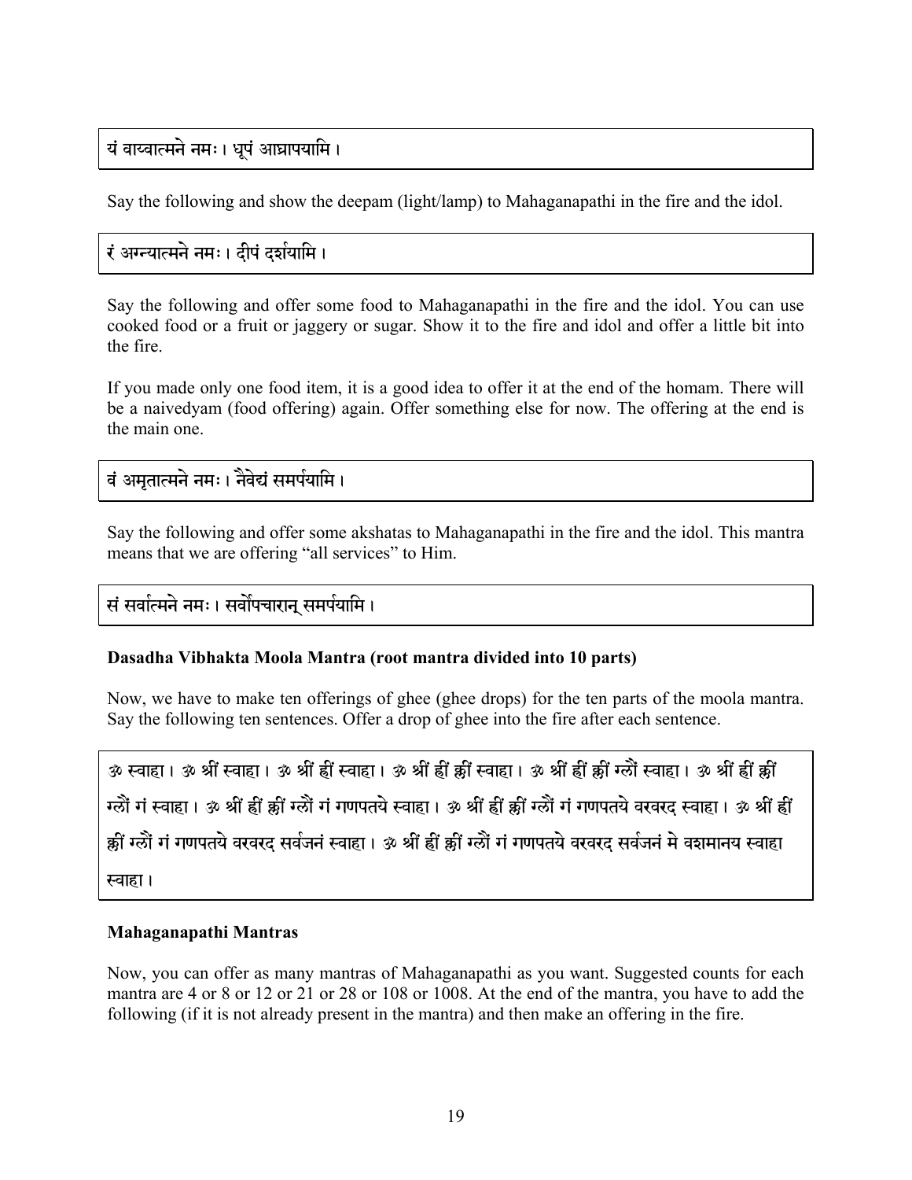यं वाय्वात्मने नमः। धूपं आघ्रापयामि।

Say the following and show the deepam (light/lamp) to Mahaganapathi in the fire and the idol.

रं अग्न्यात्मने नमः। दीपं दर्शयामि।

Say the following and offer some food to Mahaganapathi in the fire and the idol. You can use cooked food or a fruit or jaggery or sugar. Show it to the fire and idol and offer a little bit into the fire.

If you made only one food item, it is a good idea to offer it at the end of the homam. There will be a naivedyam (food offering) again. Offer something else for now. The offering at the end is the main one.

वं अमृतात्मने नमः। नैवेद्यं समर्पयामि।

Say the following and offer some akshatas to Mahaganapathi in the fire and the idol. This mantra means that we are offering "all services" to Him.

सं सर्वात्मने नमः। सर्वोपचारान् समर्पयामि।

**Dasadha Vibhakta Moola Mantra (root mantra divided into 10 parts)**

Now, we have to make ten offerings of ghee (ghee drops) for the ten parts of the moola mantra. Say the following ten sentences. Offer a drop of ghee into the fire after each sentence.

ॐ स्वाहा। ॐ श्रीं स्वाहा। ॐ श्रीं ह्रीं स्वाहा। ॐ श्रीं ह्रीं क्लीं स्वाहा। ॐ श्रीं ह्रीं क्लीं ग्लौं स्वाहा। ॐ श्रीं ह्रीं क्लीं ग्लौं गं स्वाहा। ॐ श्रीं ह्रीं क्लीं ग्लौं गं गणपतये स्वाहा। ॐ श्रीं ह्रीं क्लीं ग्लौं गं गणपतये वरवरद स्वाहा। ॐ श्रीं ह्रीं क्लीं ग्लौं गं गणपतये वरवरद सर्वजनं स्वाहा। ॐ श्रीं ह्रीं क्लीं ग्लौं गं गणपतये वरवरद सर्वजनं मे वशमानय स्वाहा स्वाहा।

**Mahaganapathi Mantras**

Now, you can offer as many mantras of Mahaganapathi as you want. Suggested counts for each mantra are 4 or 8 or 12 or 21 or 28 or 108 or 1008. At the end of the mantra, you have to add the following (if it is not already present in the mantra) and then make an offering in the fire.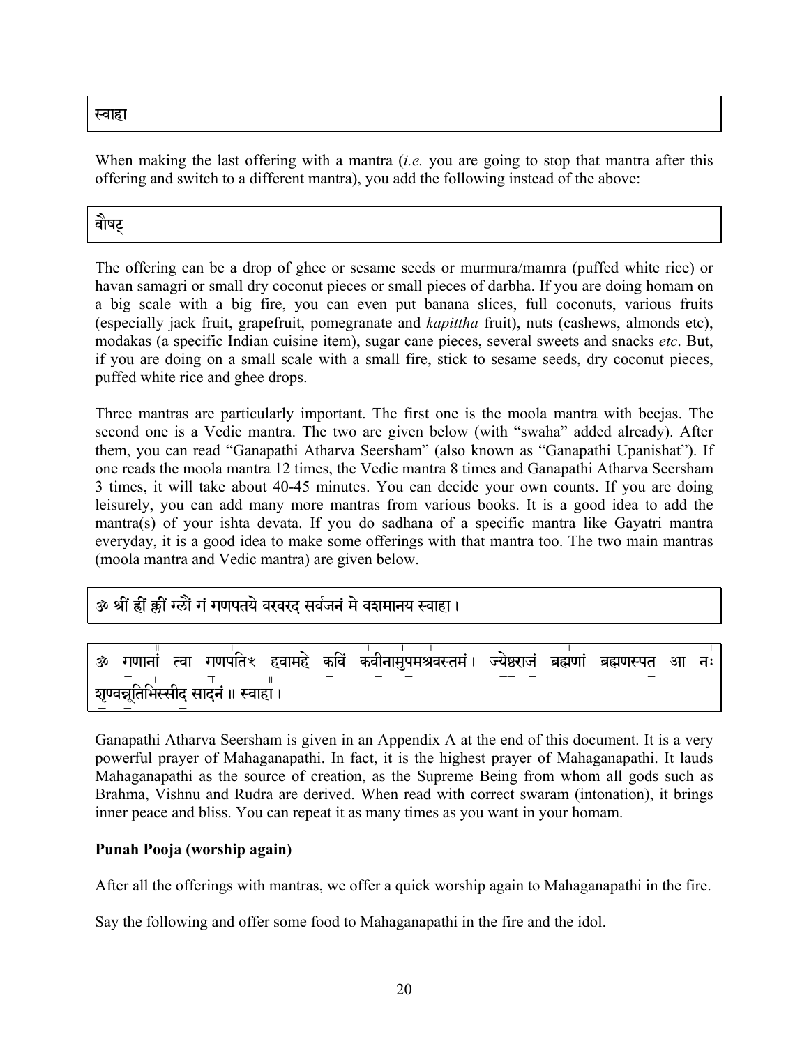स्वाहा

When making the last offering with a mantra (*i.e.* you are going to stop that mantra after this offering and switch to a different mantra), you add the following instead of the above:

वौषट्

The offering can be a drop of ghee or sesame seeds or murmura/mamra (puffed white rice) or havan samagri or small dry coconut pieces or small pieces of darbha. If you are doing homam on a big scale with a big fire, you can even put banana slices, full coconuts, various fruits (especially jack fruit, grapefruit, pomegranate and *kapittha* fruit), nuts (cashews, almonds etc), modakas (a specific Indian cuisine item), sugar cane pieces, several sweets and snacks *etc*. But, if you are doing on a small scale with a small fire, stick to sesame seeds, dry coconut pieces, puffed white rice and ghee drops.

Three mantras are particularly important. The first one is the moola mantra with beejas. The second one is a Vedic mantra. The two are given below (with "swaha" added already). After them, you can read "Ganapathi Atharva Seersham" (also known as "Ganapathi Upanishat"). If one reads the moola mantra 12 times, the Vedic mantra 8 times and Ganapathi Atharva Seersham 3 times, it will take about 40-45 minutes. You can decide your own counts. If you are doing leisurely, you can add many more mantras from various books. It is a good idea to add the mantra(s) of your ishta devata. If you do sadhana of a specific mantra like Gayatri mantra everyday, it is a good idea to make some offerings with that mantra too. The two main mantras (moola mantra and Vedic mantra) are given below.

ॐ श्रीं ह्रीं क्लीं ग्लौं गं गणपतये वरवरद सर्वजनं मे वशमानय स्वाहा ।

ॐ गणानां त्वा गणपतिं हवामहे कविं कवीनामुपमश्रवस्तमं । ज्येष्ठराजं ब्रह्मणां ब्रह्मणस्पत आ नः शृण्वन्नूतिभिस्सीद सादनं ॥ स्वाहा ।

Ganapathi Atharva Seersham is given in an Appendix A at the end of this document. It is a very powerful prayer of Mahaganapathi. In fact, it is the highest prayer of Mahaganapathi. It lauds Mahaganapathi as the source of creation, as the Supreme Being from whom all gods such as Brahma, Vishnu and Rudra are derived. When read with correct swaram (intonation), it brings inner peace and bliss. You can repeat it as many times as you want in your homam.

**Punah Pooja (worship again)**

After all the offerings with mantras, we offer a quick worship again to Mahaganapathi in the fire.

Say the following and offer some food to Mahaganapathi in the fire and the idol.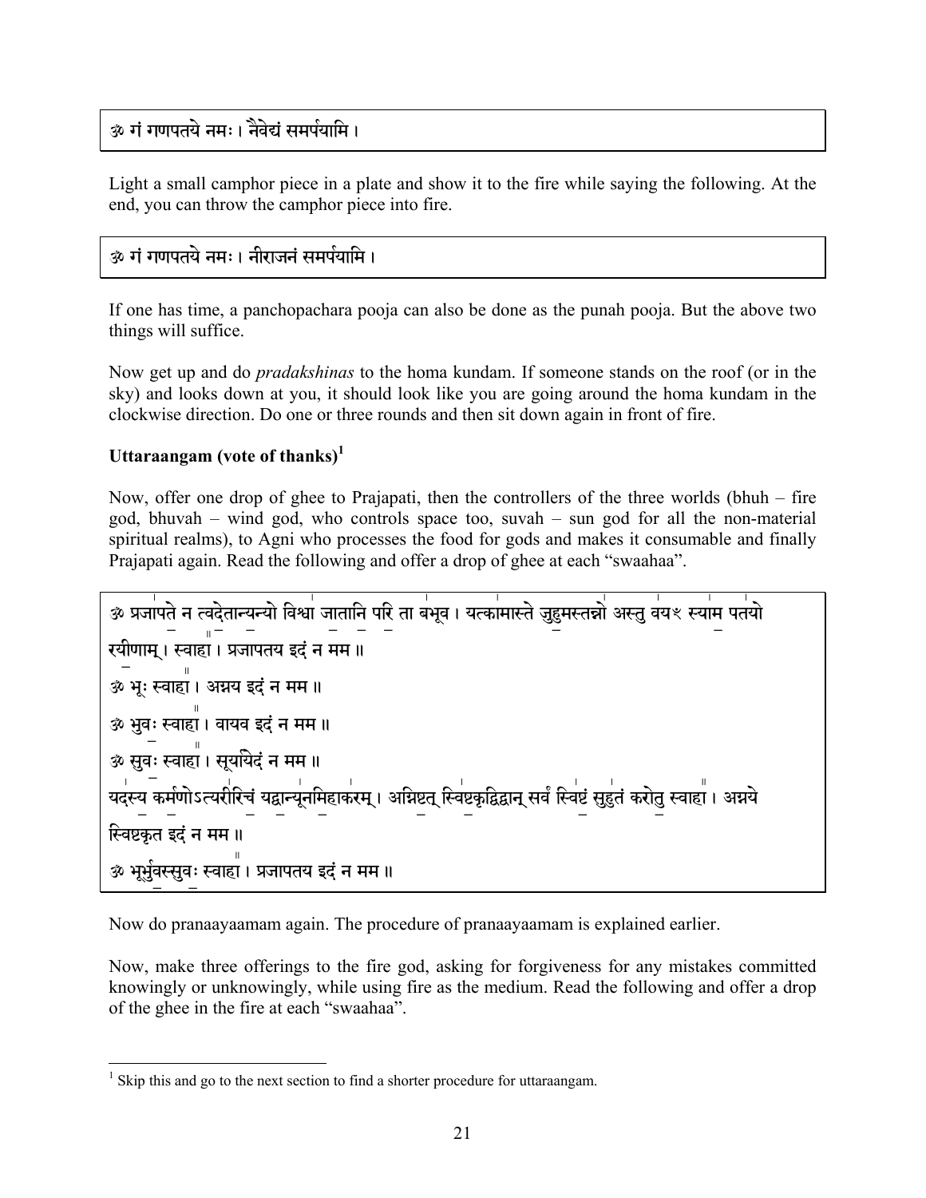ॐ गं गणपतये नमः । नैवेद्यं समर्पयामि ।

Light a small camphor piece in a plate and show it to the fire while saying the following. At the end, you can throw the camphor piece into fire.

ॐ गं गणपतये नमः । नीराजनं समर्पयामि ।

If one has time, a panchopachara pooja can also be done as the punah pooja. But the above two things will suffice.

Now get up and do *pradakshinas* to the homa kundam. If someone stands on the roof (or in the sky) and looks down at you, it should look like you are going around the homa kundam in the clockwise direction. Do one or three rounds and then sit down again in front of fire.

**Uttaraangam (vote of thanks)**[1]

Now, offer one drop of ghee to Prajapati, then the controllers of the three worlds (bhuh – fire god, bhuvah – wind god, who controls space too, suvah – sun god for all the non-material spiritual realms), to Agni who processes the food for gods and makes it consumable and finally Prajapati again. Read the following and offer a drop of ghee at each "swaahaa".

ॐ प्रजापते न त्वदेतान्यन्यो विश्वा जातानि परि ता बभूव । यत्कामास्ते जुहुमस्तन्नो अस्तु वयꣳ स्याम पतयो रयीणाम् । स्वाहा । प्रजापतय इदं न मम ॥
ॐ भूः स्वाहा । अग्नय इदं न मम ॥
ॐ भुवः स्वाहा । वायव इदं न मम ॥
ॐ सुवः स्वाहा । सूर्यायेदं न मम ॥
यदस्य कर्मणोऽत्यरीरिचं यद्वान्यूनमिहाकरम् । अग्निष्टत् स्विष्टकृद्विद्वान् सर्वं स्विष्टं सुहुतं करोतु स्वाहा । अग्नये स्विष्टकृत इदं न मम ॥
ॐ भूर्भुवस्सुवः स्वाहा । प्रजापतय इदं न मम ॥

Now do pranaayaamam again. The procedure of pranaayaamam is explained earlier.

Now, make three offerings to the fire god, asking for forgiveness for any mistakes committed knowingly or unknowingly, while using fire as the medium. Read the following and offer a drop of the ghee in the fire at each "swaahaa".

---

[1] Skip this and go to the next section to find a shorter procedure for uttaraangam.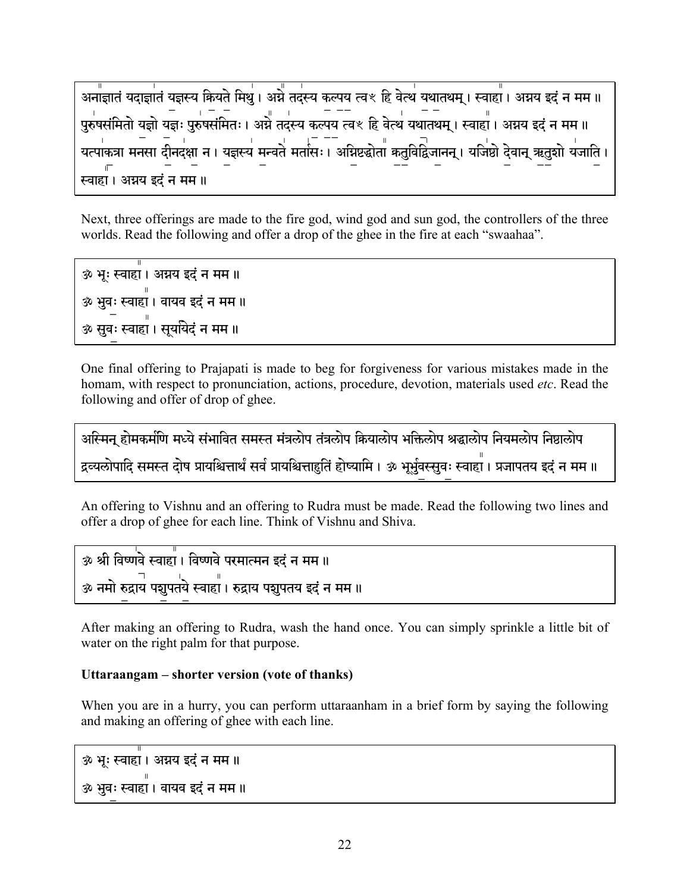अनाज्ञातं यदाज्ञातं यज्ञस्य क्रियते मिथु । अग्ने तदस्य कल्पय त्वꣳ हि वेत्थ यथातथम् । स्वाहा । अग्नय इदं न मम ॥
पुरुषसंमितो यज्ञो यज्ञः पुरुषसंमितः । अग्ने तदस्य कल्पय त्वꣳ हि वेत्थ यथातथम् । स्वाहा । अग्नय इदं न मम ॥
यत्पाकत्रा मनसा दीनदक्षा न । यज्ञस्य मन्वते मर्तासः । अग्निष्टद्धोता क्रतुविद्विजानन् । यजिष्ठो देवान् ऋतुशो यजाति । स्वाहा । अग्नय इदं न मम ॥

Next, three offerings are made to the fire god, wind god and sun god, the controllers of the three worlds. Read the following and offer a drop of the ghee in the fire at each "swaahaa".

ॐ भूः स्वाहा । अग्नय इदं न मम ॥
ॐ भुवः स्वाहा । वायव इदं न मम ॥
ॐ सुवः स्वाहा । सूर्यायेदं न मम ॥

One final offering to Prajapati is made to beg for forgiveness for various mistakes made in the homam, with respect to pronunciation, actions, procedure, devotion, materials used *etc*. Read the following and offer of drop of ghee.

अस्मिन् होमकर्मणि मध्ये संभावित समस्त मंत्रलोप तंत्रलोप क्रियालोप भक्तिलोप श्रद्धालोप नियमलोप निष्ठालोप द्रव्यलोपादि समस्त दोष प्रायश्चित्तार्थं सर्व प्रायश्चित्ताहुतिं होष्यामि । ॐ भूर्भुवस्सुवः स्वाहा । प्रजापतय इदं न मम ॥

An offering to Vishnu and an offering to Rudra must be made. Read the following two lines and offer a drop of ghee for each line. Think of Vishnu and Shiva.

ॐ श्री विष्णवे स्वाहा । विष्णवे परमात्मन इदं न मम ॥
ॐ नमो रुद्राय पशुपतये स्वाहा । रुद्राय पशुपतय इदं न मम ॥

After making an offering to Rudra, wash the hand once. You can simply sprinkle a little bit of water on the right palm for that purpose.

**Uttaraangam – shorter version (vote of thanks)**

When you are in a hurry, you can perform uttaraanham in a brief form by saying the following and making an offering of ghee with each line.

ॐ भूः स्वाहा । अग्नय इदं न मम ॥
ॐ भुवः स्वाहा । वायव इदं न मम ॥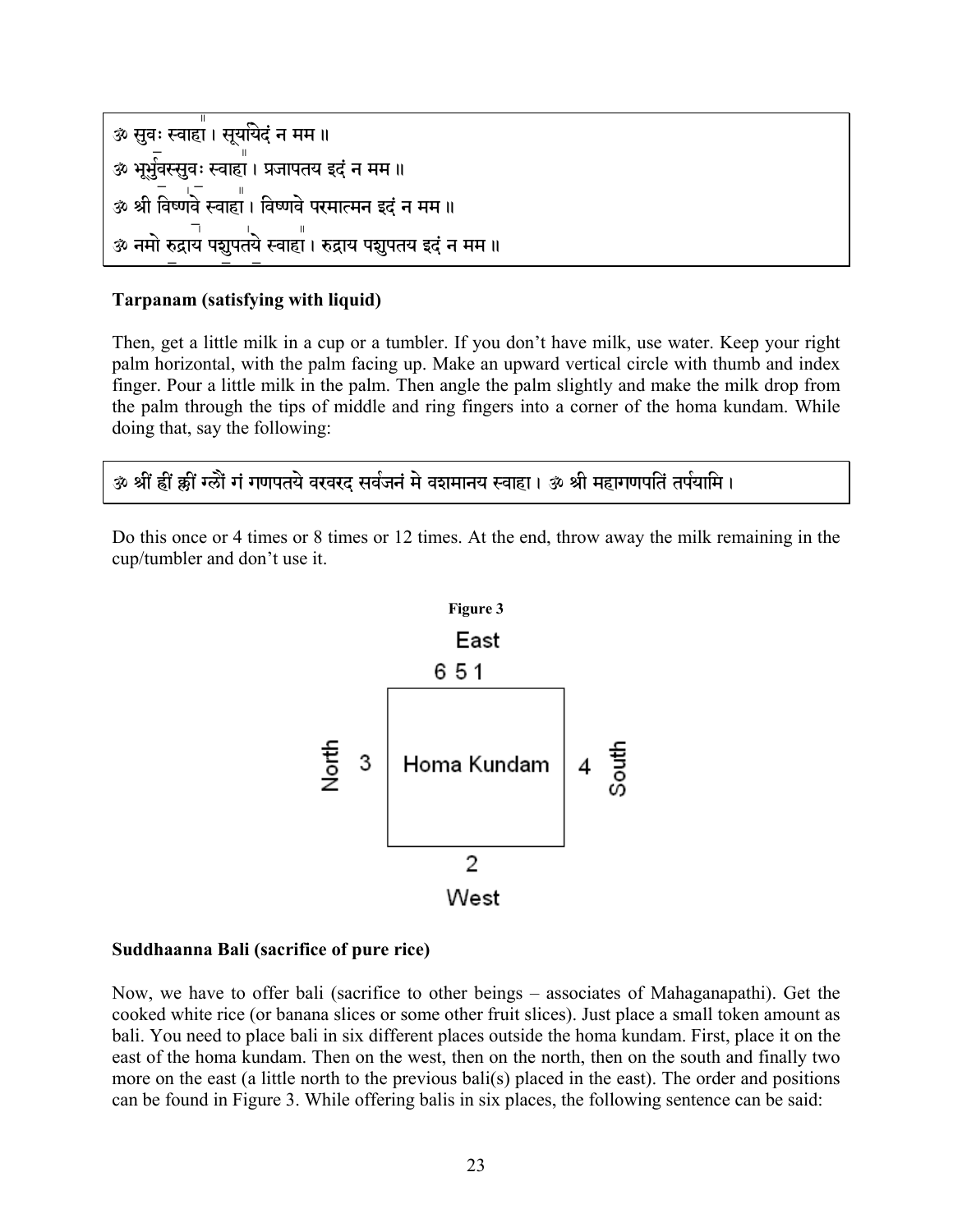ॐ सुवः स्वाहा । सूर्यायेदं न मम ॥
ॐ भूर्भुवस्सुवः स्वाहा । प्रजापतय इदं न मम ॥
ॐ श्री विष्णवे स्वाहा । विष्णवे परमात्मन इदं न मम ॥
ॐ नमो रुद्राय पशुपतये स्वाहा । रुद्राय पशुपतय इदं न मम ॥

**Tarpanam (satisfying with liquid)**

Then, get a little milk in a cup or a tumbler. If you don't have milk, use water. Keep your right palm horizontal, with the palm facing up. Make an upward vertical circle with thumb and index finger. Pour a little milk in the palm. Then angle the palm slightly and make the milk drop from the palm through the tips of middle and ring fingers into a corner of the homa kundam. While doing that, say the following:

ॐ श्रीं ह्रीं क्लीं ग्लौं गं गणपतये वरवरद सर्वजनं मे वशमानय स्वाहा । ॐ श्री महागणपतिं तर्पयामि ।

Do this once or 4 times or 8 times or 12 times. At the end, throw away the milk remaining in the cup/tumbler and don't use it.

**Figure 3**

East
6 5 1

North 3 | Homa Kundam | 4 South

2
West

**Suddhaanna Bali (sacrifice of pure rice)**

Now, we have to offer bali (sacrifice to other beings – associates of Mahaganapathi). Get the cooked white rice (or banana slices or some other fruit slices). Just place a small token amount as bali. You need to place bali in six different places outside the homa kundam. First, place it on the east of the homa kundam. Then on the west, then on the north, then on the south and finally two more on the east (a little north to the previous bali(s) placed in the east). The order and positions can be found in Figure 3. While offering balis in six places, the following sentence can be said: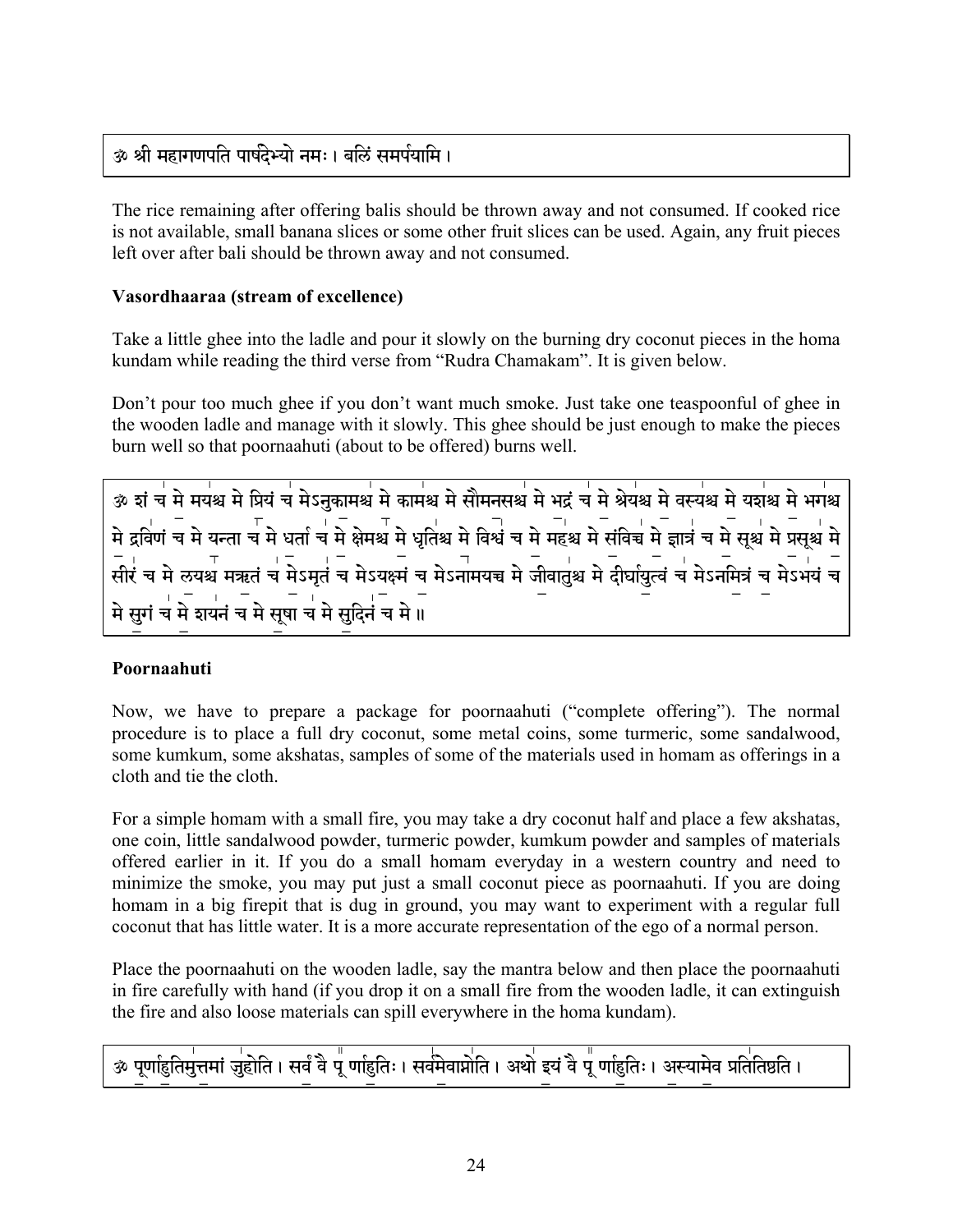ॐ श्री महागणपति पार्षदेभ्यो नमः। बलिं समर्पयामि।

The rice remaining after offering balis should be thrown away and not consumed. If cooked rice is not available, small banana slices or some other fruit slices can be used. Again, any fruit pieces left over after bali should be thrown away and not consumed.

**Vasordhaaraa (stream of excellence)**

Take a little ghee into the ladle and pour it slowly on the burning dry coconut pieces in the homa kundam while reading the third verse from "Rudra Chamakam". It is given below.

Don't pour too much ghee if you don't want much smoke. Just take one teaspoonful of ghee in the wooden ladle and manage with it slowly. This ghee should be just enough to make the pieces burn well so that poornaahuti (about to be offered) burns well.

ॐ शं च मे मयश्च मे प्रियं च मेऽनुकामश्च मे कामश्च मे सौमनसश्च मे भद्रं च मे श्रेयश्च मे वस्यश्च मे यशश्च मे भगश्च मे द्रविणं च मे यन्ता च मे धर्ता च मे क्षेमश्च मे धृतिश्च मे विश्वं च मे महश्च मे संविच्च मे ज्ञात्रं च मे सूश्च मे प्रसूश्च मे सीरं च मे लयश्च मऋतं च मेऽमृतं च मेऽयक्ष्मं च मेऽनामयच्च मे जीवातुश्च मे दीर्घायुत्वं च मेऽनमित्रं च मेऽभयं च मे सुगं च मे शयनं च मे सूषा च मे सुदिनं च मे॥

**Poornaahuti**

Now, we have to prepare a package for poornaahuti ("complete offering"). The normal procedure is to place a full dry coconut, some metal coins, some turmeric, some sandalwood, some kumkum, some akshatas, samples of some of the materials used in homam as offerings in a cloth and tie the cloth.

For a simple homam with a small fire, you may take a dry coconut half and place a few akshatas, one coin, little sandalwood powder, turmeric powder, kumkum powder and samples of materials offered earlier in it. If you do a small homam everyday in a western country and need to minimize the smoke, you may put just a small coconut piece as poornaahuti. If you are doing homam in a big firepit that is dug in ground, you may want to experiment with a regular full coconut that has little water. It is a more accurate representation of the ego of a normal person.

Place the poornaahuti on the wooden ladle, say the mantra below and then place the poornaahuti in fire carefully with hand (if you drop it on a small fire from the wooden ladle, it can extinguish the fire and also loose materials can spill everywhere in the homa kundam).

ॐ पूर्णाहुतिमुत्तमां जुहोति। सर्वं वै पूर्णाहुतिः। सर्वमेवाप्नोति। अथो इयं वै पूर्णाहुतिः। अस्यामेव प्रतितिष्ठति।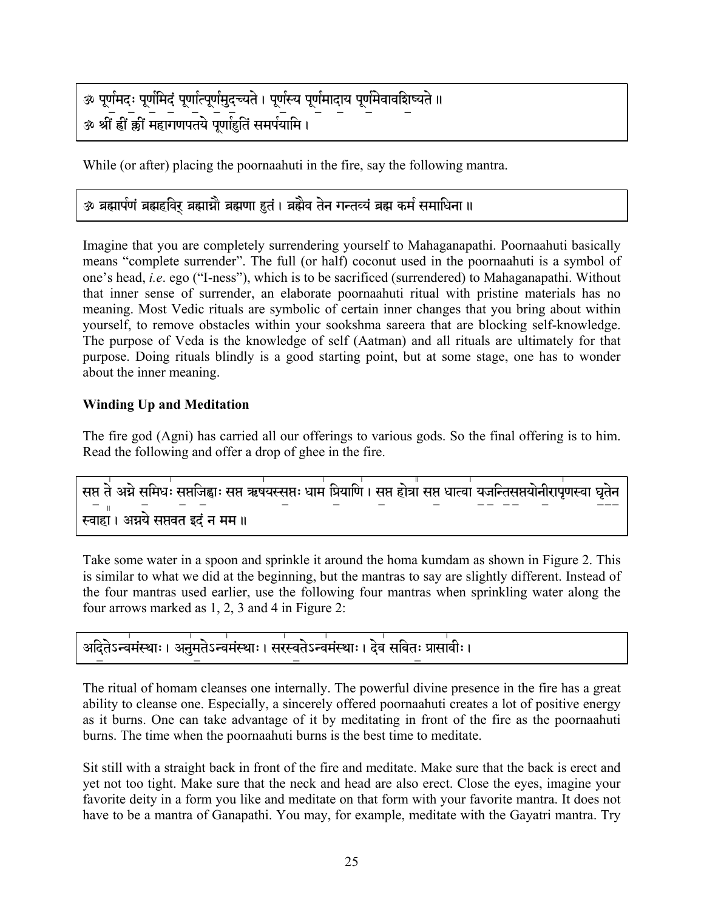ॐ पूर्णमदः पूर्णमिदं पूर्णात्पूर्णमुदच्यते । पूर्णस्य पूर्णमादाय पूर्णमेवावशिष्यते ॥
ॐ श्रीं ह्रीं क्लीं महागणपतये पूर्णाहुतिं समर्पयामि ।

While (or after) placing the poornaahuti in the fire, say the following mantra.

ॐ ब्रह्मार्पणं ब्रह्महविर् ब्रह्माग्नौ ब्रह्मणा हुतं । ब्रह्मैव तेन गन्तव्यं ब्रह्म कर्म समाधिना ॥

Imagine that you are completely surrendering yourself to Mahaganapathi. Poornaahuti basically means "complete surrender". The full (or half) coconut used in the poornaahuti is a symbol of one's head, *i.e*. ego ("I-ness"), which is to be sacrificed (surrendered) to Mahaganapathi. Without that inner sense of surrender, an elaborate poornaahuti ritual with pristine materials has no meaning. Most Vedic rituals are symbolic of certain inner changes that you bring about within yourself, to remove obstacles within your sookshma sareera that are blocking self-knowledge. The purpose of Veda is the knowledge of self (Aatman) and all rituals are ultimately for that purpose. Doing rituals blindly is a good starting point, but at some stage, one has to wonder about the inner meaning.

**Winding Up and Meditation**

The fire god (Agni) has carried all our offerings to various gods. So the final offering is to him. Read the following and offer a drop of ghee in the fire.

सप्त ते अग्ने समिधः सप्तजिह्वाः सप्त ऋषयस्सप्तः धाम प्रियाणि । सप्त होत्रा सप्त धात्वा यजन्तिसप्तयोनीरापृणस्वा घृतेन स्वाहा । अग्नये सप्तवत इदं न मम ॥

Take some water in a spoon and sprinkle it around the homa kumdam as shown in Figure 2. This is similar to what we did at the beginning, but the mantras to say are slightly different. Instead of the four mantras used earlier, use the following four mantras when sprinkling water along the four arrows marked as 1, 2, 3 and 4 in Figure 2:

अदितेऽन्वमंस्थाः । अनुमतेऽन्वमंस्थाः । सरस्वतेऽन्वमंस्थाः । देव सवितः प्रासावीः ।

The ritual of homam cleanses one internally. The powerful divine presence in the fire has a great ability to cleanse one. Especially, a sincerely offered poornaahuti creates a lot of positive energy as it burns. One can take advantage of it by meditating in front of the fire as the poornaahuti burns. The time when the poornaahuti burns is the best time to meditate.

Sit still with a straight back in front of the fire and meditate. Make sure that the back is erect and yet not too tight. Make sure that the neck and head are also erect. Close the eyes, imagine your favorite deity in a form you like and meditate on that form with your favorite mantra. It does not have to be a mantra of Ganapathi. You may, for example, meditate with the Gayatri mantra. Try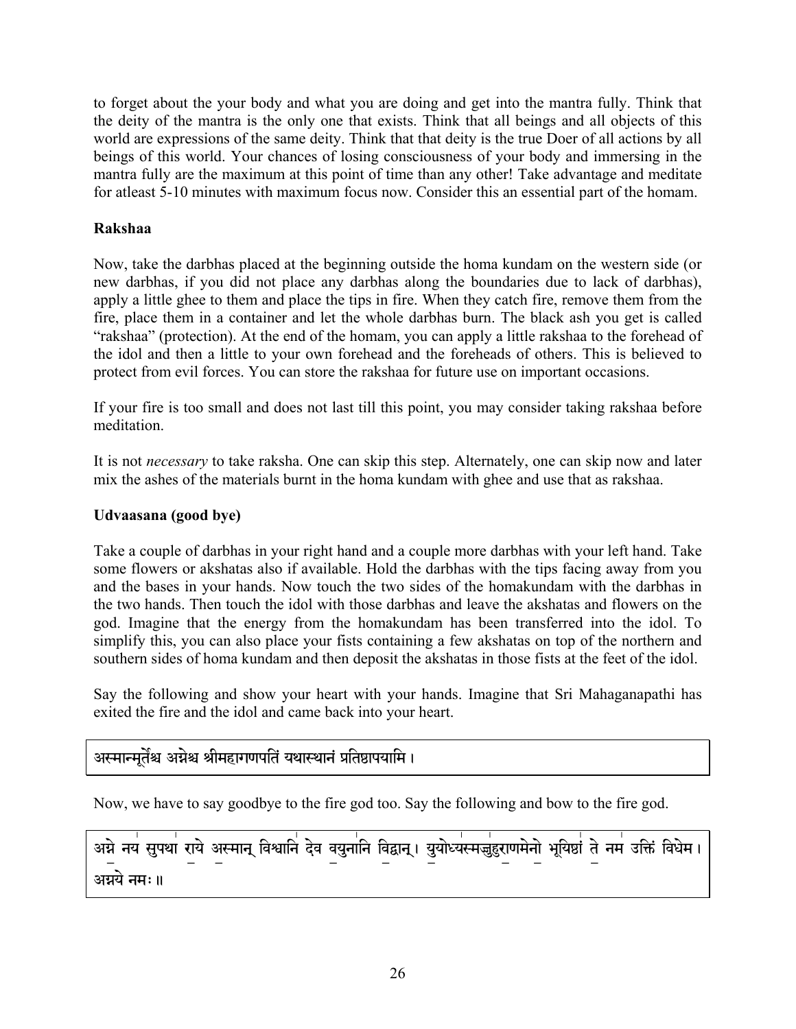to forget about the your body and what you are doing and get into the mantra fully. Think that the deity of the mantra is the only one that exists. Think that all beings and all objects of this world are expressions of the same deity. Think that that deity is the true Doer of all actions by all beings of this world. Your chances of losing consciousness of your body and immersing in the mantra fully are the maximum at this point of time than any other! Take advantage and meditate for atleast 5-10 minutes with maximum focus now. Consider this an essential part of the homam.

**Rakshaa**

Now, take the darbhas placed at the beginning outside the homa kundam on the western side (or new darbhas, if you did not place any darbhas along the boundaries due to lack of darbhas), apply a little ghee to them and place the tips in fire. When they catch fire, remove them from the fire, place them in a container and let the whole darbhas burn. The black ash you get is called "rakshaa" (protection). At the end of the homam, you can apply a little rakshaa to the forehead of the idol and then a little to your own forehead and the foreheads of others. This is believed to protect from evil forces. You can store the rakshaa for future use on important occasions.

If your fire is too small and does not last till this point, you may consider taking rakshaa before meditation.

It is not *necessary* to take raksha. One can skip this step. Alternately, one can skip now and later mix the ashes of the materials burnt in the homa kundam with ghee and use that as rakshaa.

**Udvaasana (good bye)**

Take a couple of darbhas in your right hand and a couple more darbhas with your left hand. Take some flowers or akshatas also if available. Hold the darbhas with the tips facing away from you and the bases in your hands. Now touch the two sides of the homakundam with the darbhas in the two hands. Then touch the idol with those darbhas and leave the akshatas and flowers on the god. Imagine that the energy from the homakundam has been transferred into the idol. To simplify this, you can also place your fists containing a few akshatas on top of the northern and southern sides of homa kundam and then deposit the akshatas in those fists at the feet of the idol.

Say the following and show your heart with your hands. Imagine that Sri Mahaganapathi has exited the fire and the idol and came back into your heart.

अस्मान्मूर्तेश्च अग्नेश्च श्रीमहागणपतिं यथास्थानं प्रतिष्ठापयामि ।

Now, we have to say goodbye to the fire god too. Say the following and bow to the fire god.

अग्ने नय सुपथा राये अस्मान् विश्वानि देव वयुनानि विद्वान् । युयोध्यस्मज्जुहुराणमेनो भूयिष्ठां ते नम उक्तिं विधेम ।
अग्नये नमः ॥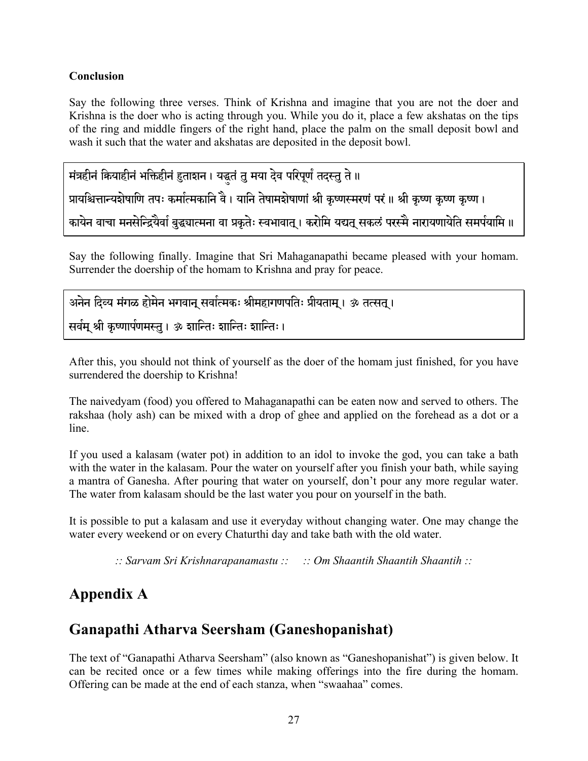**Conclusion**

Say the following three verses. Think of Krishna and imagine that you are not the doer and Krishna is the doer who is acting through you. While you do it, place a few akshatas on the tips of the ring and middle fingers of the right hand, place the palm on the small deposit bowl and wash it such that the water and akshatas are deposited in the deposit bowl.

मंत्रहीनं क्रियाहीनं भक्तिहीनं हुताशन। यद्धुतं तु मया देव परिपूर्णं तदस्तु ते॥

प्रायश्चित्तान्यशेषाणि तपः कर्मात्मकानि वै। यानि तेषामशेषाणां श्री कृष्णस्मरणं परं॥ श्री कृष्ण कृष्ण कृष्ण।

कायेन वाचा मनसेन्द्रियैर्वा बुद्ध्यात्मना वा प्रकृतेः स्वभावात्। करोमि यद्यत् सकलं परस्मै नारायणायेति समर्पयामि॥

Say the following finally. Imagine that Sri Mahaganapathi became pleased with your homam. Surrender the doership of the homam to Krishna and pray for peace.

अनेन दिव्य मंगळ होमेन भगवान् सर्वात्मकः श्रीमहागणपतिः प्रीयताम्। ॐ तत्सत्।

सर्वम् श्री कृष्णार्पणमस्तु। ॐ शान्तिः शान्तिः शान्तिः।

After this, you should not think of yourself as the doer of the homam just finished, for you have surrendered the doership to Krishna!

The naivedyam (food) you offered to Mahaganapathi can be eaten now and served to others. The rakshaa (holy ash) can be mixed with a drop of ghee and applied on the forehead as a dot or a line.

If you used a kalasam (water pot) in addition to an idol to invoke the god, you can take a bath with the water in the kalasam. Pour the water on yourself after you finish your bath, while saying a mantra of Ganesha. After pouring that water on yourself, don't pour any more regular water. The water from kalasam should be the last water you pour on yourself in the bath.

It is possible to put a kalasam and use it everyday without changing water. One may change the water every weekend or on every Chaturthi day and take bath with the old water.

*:: Sarvam Sri Krishnarapanamastu :: :: Om Shaantih Shaantih Shaantih ::*

# Appendix A

## Ganapathi Atharva Seersham (Ganeshopanishat)

The text of "Ganapathi Atharva Seersham" (also known as "Ganeshopanishat") is given below. It can be recited once or a few times while making offerings into the fire during the homam. Offering can be made at the end of each stanza, when "swaahaa" comes.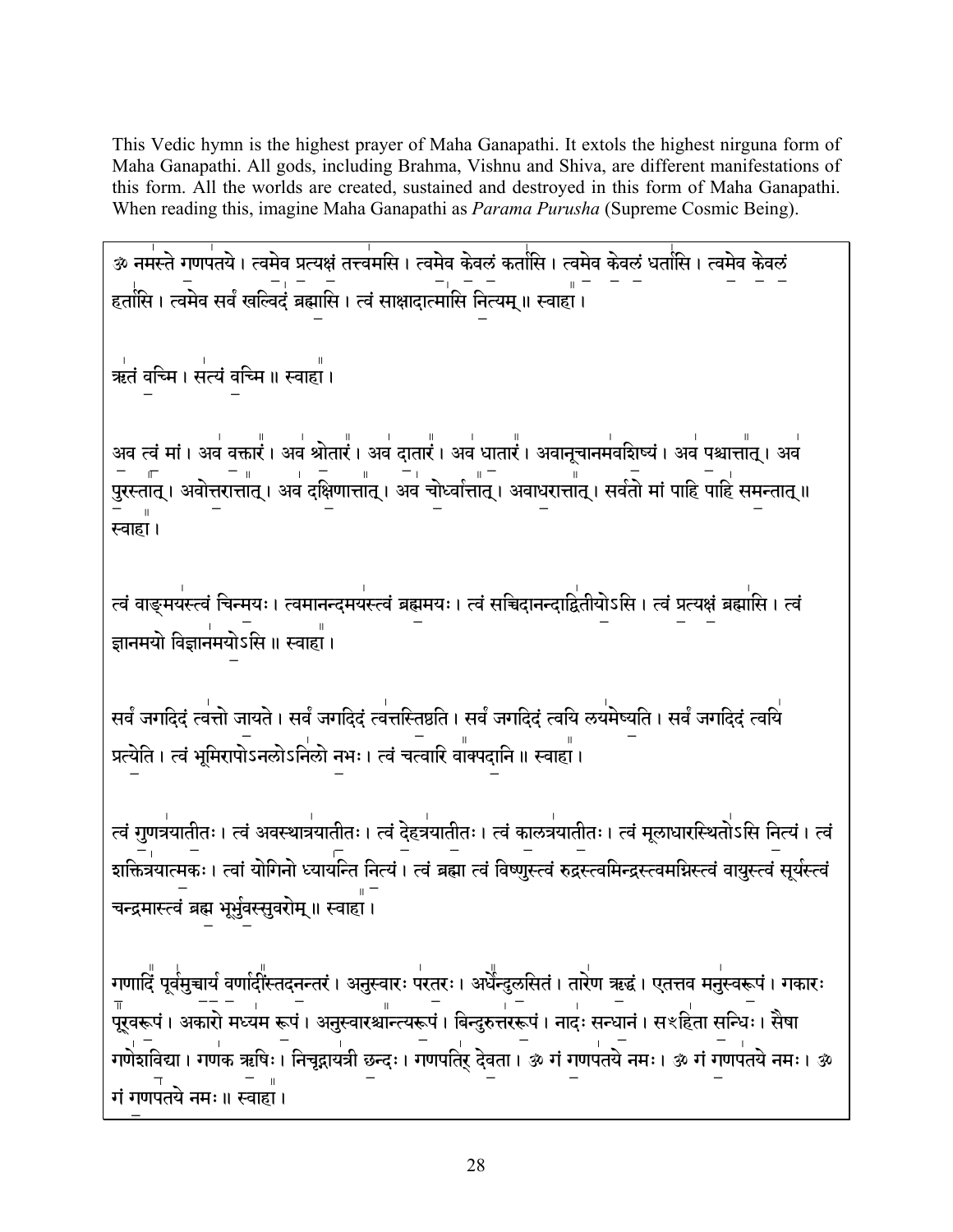This Vedic hymn is the highest prayer of Maha Ganapathi. It extols the highest nirguna form of Maha Ganapathi. All gods, including Brahma, Vishnu and Shiva, are different manifestations of this form. All the worlds are created, sustained and destroyed in this form of Maha Ganapathi. When reading this, imagine Maha Ganapathi as *Parama Purusha* (Supreme Cosmic Being).

ॐ नमस्ते गणपतये । त्वमेव प्रत्यक्षं तत्त्वमसि । त्वमेव केवलं कर्तासि । त्वमेव केवलं धर्तासि । त्वमेव केवलं हर्तासि । त्वमेव सर्वं खल्विदं ब्रह्मासि । त्वं साक्षादात्मासि नित्यम् ॥ स्वाहा ।

ऋतं वच्मि । सत्यं वच्मि ॥ स्वाहा ।

अव त्वं मां । अव वक्तारं । अव श्रोतारं । अव दातारं । अव धातारं । अवानूचानमवशिष्यं । अव पश्चात्तात् । अव पुरस्तात् । अवोत्तरात्तात् । अव दक्षिणात्तात् । अव चोर्ध्वात्तात् । अवाधरात्तात् । सर्वतो मां पाहि पाहि समन्तात् ॥ स्वाहा ।

त्वं वाङ्मयस्त्वं चिन्मयः । त्वमानन्दमयस्त्वं ब्रह्ममयः । त्वं सच्चिदानन्दाद्वितीयोऽसि । त्वं प्रत्यक्षं ब्रह्मासि । त्वं ज्ञानमयो विज्ञानमयोऽसि ॥ स्वाहा ।

सर्वं जगदिदं त्वत्तो जायते । सर्वं जगदिदं त्वत्तस्तिष्ठति । सर्वं जगदिदं त्वयि लयमेष्यति । सर्वं जगदिदं त्वयि प्रत्येति । त्वं भूमिरापोऽनलोऽनिलो नभः । त्वं चत्वारि वाक्पदानि ॥ स्वाहा ।

त्वं गुणत्रयातीतः । त्वं अवस्थात्रयातीतः । त्वं देहत्रयातीतः । त्वं कालत्रयातीतः । त्वं मूलाधारस्थितोऽसि नित्यं । त्वं शक्तित्रयात्मकः । त्वां योगिनो ध्यायन्ति नित्यं । त्वं ब्रह्मा त्वं विष्णुस्त्वं रुद्रस्त्वमिन्द्रस्त्वमग्निस्त्वं वायुस्त्वं सूर्यस्त्वं चन्द्रमास्त्वं ब्रह्म भूर्भुवस्सुवरोम् ॥ स्वाहा ।

गणादिं पूर्वमुच्चार्य वर्णादींस्तदनन्तरं । अनुस्वारः परतरः । अर्धेन्दुलसितं । तारेण ऋद्धं । एतत्तव मनुस्वरूपं । गकारः पूर्वरूपं । अकारो मध्यम रूपं । अनुस्वारश्चान्त्यरूपं । बिन्दुरुत्तररूपं । नादः सन्धानं । संहिता सन्धिः । सैषा गणेशविद्या । गणक ऋषिः । निचृद्गायत्री छन्दः । गणपतिर् देवता । ॐ गं गणपतये नमः । ॐ गं गणपतये नमः । ॐ गं गणपतये नमः ॥ स्वाहा ।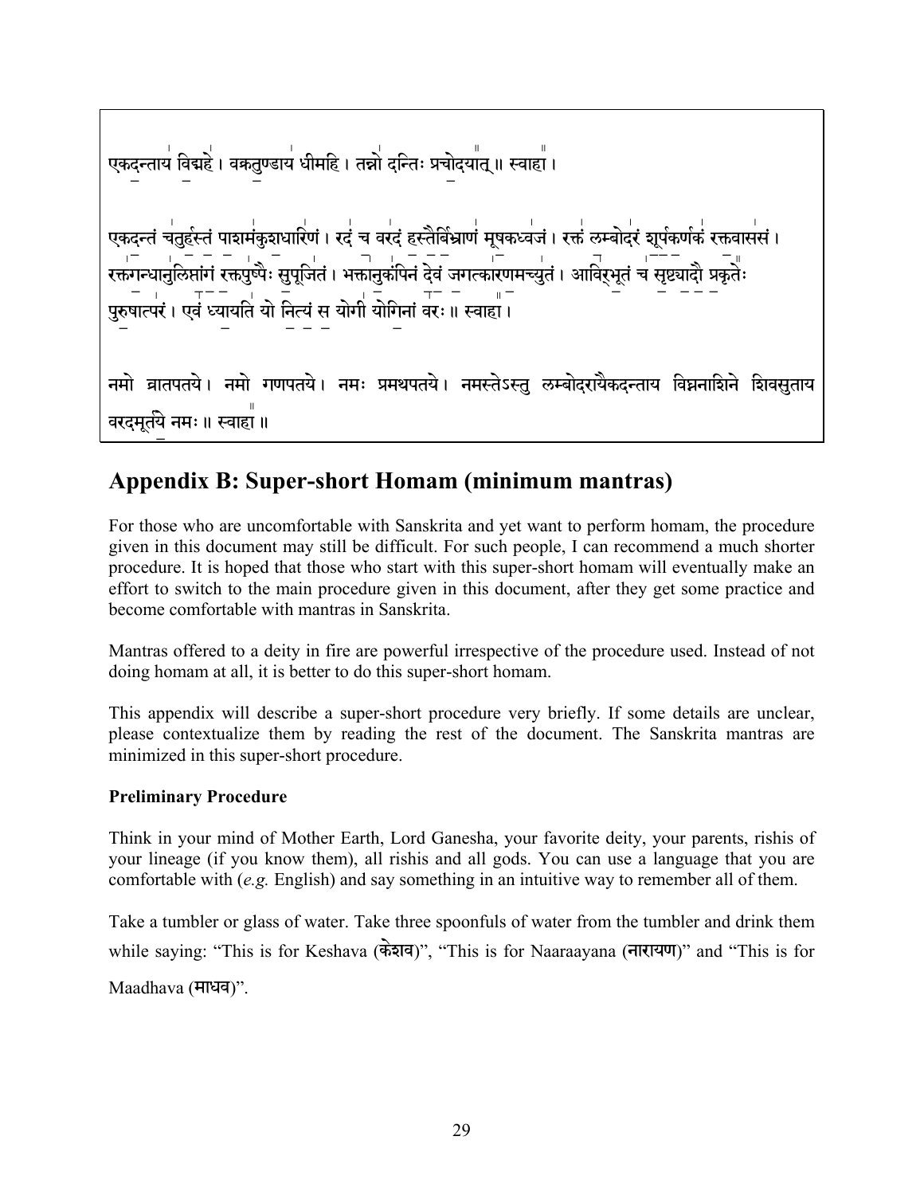एकदन्ताय विद्महे । वक्रतुण्डाय धीमहि । तन्नो दन्तिः प्रचोदयात् ॥ स्वाहा ।

एकदन्तं चतुर्हस्तं पाशमंकुशधारिणं । रदं च वरदं हस्तैर्बिभ्राणं मूषकध्वजं । रक्तं लम्बोदरं शूर्पकर्णकं रक्तवाससं । रक्तगन्धानुलिप्तांगं रक्तपुष्पैः सुपूजितं । भक्तानुकंपिनं देवं जगत्कारणमच्युतं । आविर्भूतं च सृष्ट्यादौ प्रकृतेः पुरुषात्परं । एवं ध्यायति यो नित्यं स योगी योगिनां वरः ॥ स्वाहा ।

नमो व्रातपतये । नमो गणपतये । नमः प्रमथपतये । नमस्तेऽस्तु लम्बोदरायैकदन्ताय विघ्ननाशिने शिवसुताय वरदमूर्तये नमः ॥ स्वाहा ॥

## Appendix B: Super-short Homam (minimum mantras)

For those who are uncomfortable with Sanskrita and yet want to perform homam, the procedure given in this document may still be difficult. For such people, I can recommend a much shorter procedure. It is hoped that those who start with this super-short homam will eventually make an effort to switch to the main procedure given in this document, after they get some practice and become comfortable with mantras in Sanskrita.

Mantras offered to a deity in fire are powerful irrespective of the procedure used. Instead of not doing homam at all, it is better to do this super-short homam.

This appendix will describe a super-short procedure very briefly. If some details are unclear, please contextualize them by reading the rest of the document. The Sanskrita mantras are minimized in this super-short procedure.

**Preliminary Procedure**

Think in your mind of Mother Earth, Lord Ganesha, your favorite deity, your parents, rishis of your lineage (if you know them), all rishis and all gods. You can use a language that you are comfortable with (*e.g.* English) and say something in an intuitive way to remember all of them.

Take a tumbler or glass of water. Take three spoonfuls of water from the tumbler and drink them while saying: "This is for Keshava (केशव)", "This is for Naaraayana (नारायण)" and "This is for Maadhava (माधव)".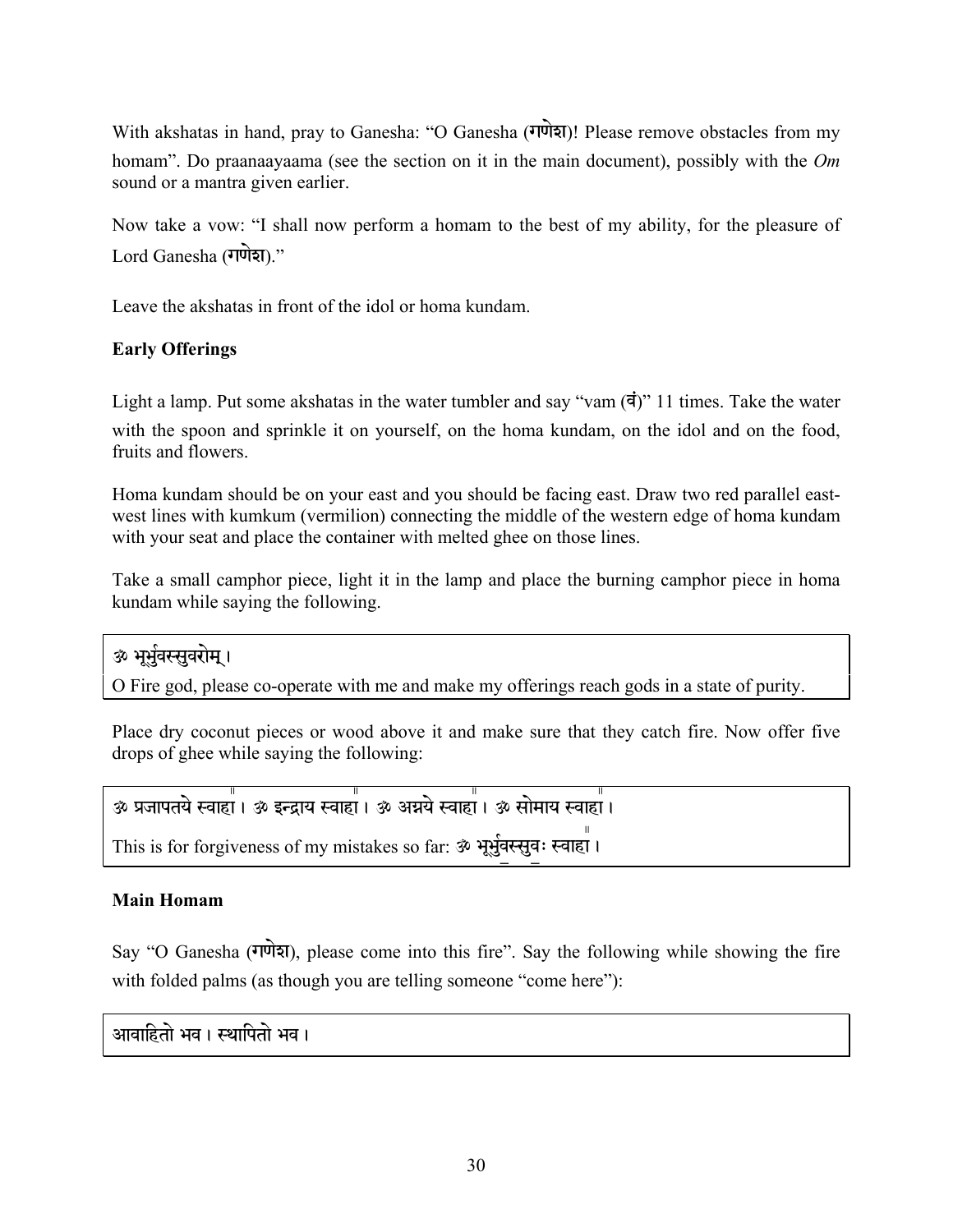With akshatas in hand, pray to Ganesha: "O Ganesha (गणेश)! Please remove obstacles from my homam". Do praanaayaama (see the section on it in the main document), possibly with the *Om* sound or a mantra given earlier.

Now take a vow: "I shall now perform a homam to the best of my ability, for the pleasure of Lord Ganesha (गणेश)."

Leave the akshatas in front of the idol or homa kundam.

**Early Offerings**

Light a lamp. Put some akshatas in the water tumbler and say "vam (वं)" 11 times. Take the water with the spoon and sprinkle it on yourself, on the homa kundam, on the idol and on the food, fruits and flowers.

Homa kundam should be on your east and you should be facing east. Draw two red parallel east-west lines with kumkum (vermilion) connecting the middle of the western edge of homa kundam with your seat and place the container with melted ghee on those lines.

Take a small camphor piece, light it in the lamp and place the burning camphor piece in homa kundam while saying the following.

ॐ भूर्भुवस्सुवरोम् ।

O Fire god, please co-operate with me and make my offerings reach gods in a state of purity.

Place dry coconut pieces or wood above it and make sure that they catch fire. Now offer five drops of ghee while saying the following:

ॐ प्रजापतये स्वाहा । ॐ इन्द्राय स्वाहा । ॐ अग्नये स्वाहा । ॐ सोमाय स्वाहा ।

This is for forgiveness of my mistakes so far: ॐ भूर्भुवस्सुवः स्वाहा ।

**Main Homam**

Say "O Ganesha (गणेश), please come into this fire". Say the following while showing the fire with folded palms (as though you are telling someone "come here"):

आवाहितो भव । स्थापितो भव ।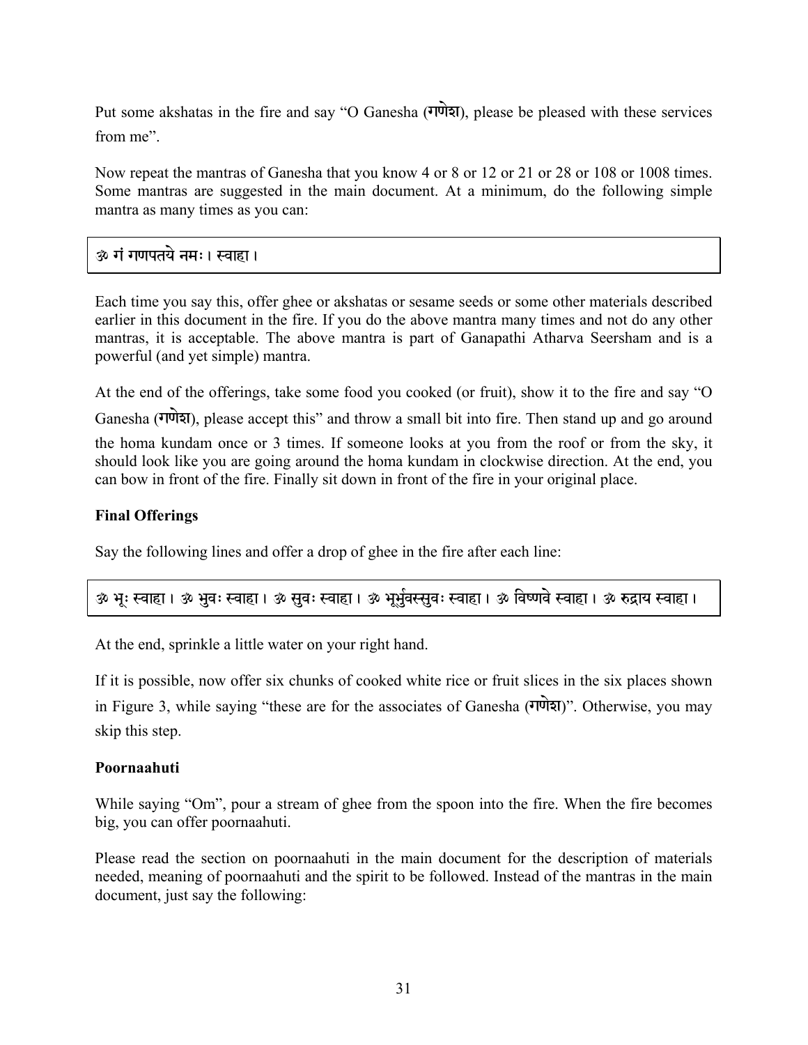Put some akshatas in the fire and say "O Ganesha (गणेश), please be pleased with these services from me".

Now repeat the mantras of Ganesha that you know 4 or 8 or 12 or 21 or 28 or 108 or 1008 times. Some mantras are suggested in the main document. At a minimum, do the following simple mantra as many times as you can:

ॐ गं गणपतये नमः। स्वाहा।

Each time you say this, offer ghee or akshatas or sesame seeds or some other materials described earlier in this document in the fire. If you do the above mantra many times and not do any other mantras, it is acceptable. The above mantra is part of Ganapathi Atharva Seersham and is a powerful (and yet simple) mantra.

At the end of the offerings, take some food you cooked (or fruit), show it to the fire and say "O Ganesha (गणेश), please accept this" and throw a small bit into fire. Then stand up and go around the homa kundam once or 3 times. If someone looks at you from the roof or from the sky, it should look like you are going around the homa kundam in clockwise direction. At the end, you can bow in front of the fire. Finally sit down in front of the fire in your original place.

**Final Offerings**

Say the following lines and offer a drop of ghee in the fire after each line:

ॐ भूः स्वाहा। ॐ भुवः स्वाहा। ॐ सुवः स्वाहा। ॐ भूर्भुवस्सुवः स्वाहा। ॐ विष्णवे स्वाहा। ॐ रुद्राय स्वाहा।

At the end, sprinkle a little water on your right hand.

If it is possible, now offer six chunks of cooked white rice or fruit slices in the six places shown in Figure 3, while saying "these are for the associates of Ganesha (गणेश)". Otherwise, you may skip this step.

**Poornaahuti**

While saying "Om", pour a stream of ghee from the spoon into the fire. When the fire becomes big, you can offer poornaahuti.

Please read the section on poornaahuti in the main document for the description of materials needed, meaning of poornaahuti and the spirit to be followed. Instead of the mantras in the main document, just say the following: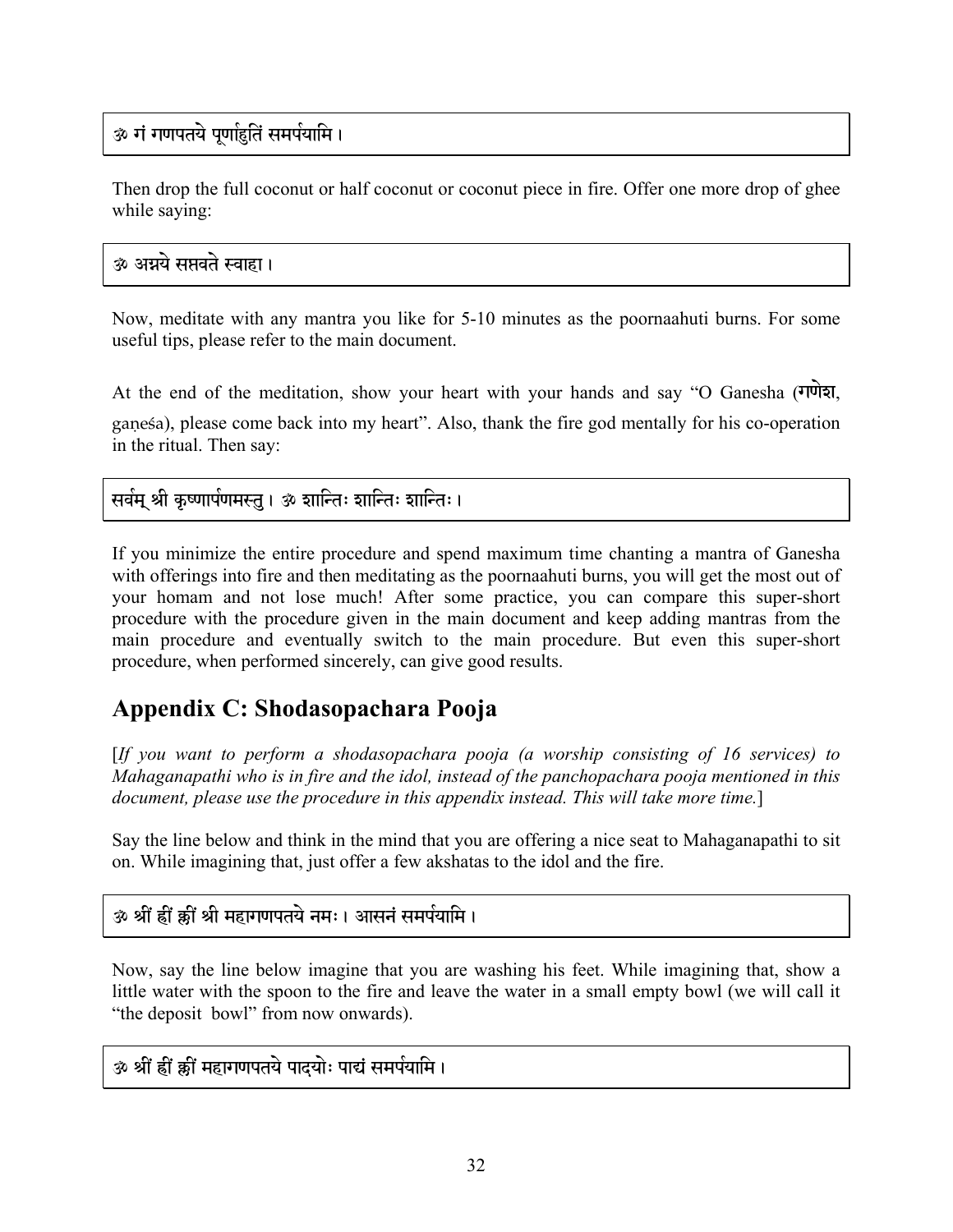ॐ गं गणपतये पूर्णाहुतिं समर्पयामि ।

Then drop the full coconut or half coconut or coconut piece in fire. Offer one more drop of ghee while saying:

ॐ अग्नये सप्तवते स्वाहा ।

Now, meditate with any mantra you like for 5-10 minutes as the poornaahuti burns. For some useful tips, please refer to the main document.

At the end of the meditation, show your heart with your hands and say "O Ganesha (**गणेश**, gaṇeśa), please come back into my heart". Also, thank the fire god mentally for his co-operation in the ritual. Then say:

सर्वम् श्री कृष्णार्पणमस्तु । ॐ शान्तिः शान्तिः शान्तिः ।

If you minimize the entire procedure and spend maximum time chanting a mantra of Ganesha with offerings into fire and then meditating as the poornaahuti burns, you will get the most out of your homam and not lose much! After some practice, you can compare this super-short procedure with the procedure given in the main document and keep adding mantras from the main procedure and eventually switch to the main procedure. But even this super-short procedure, when performed sincerely, can give good results.

## Appendix C: Shodasopachara Pooja

[*If you want to perform a shodasopachara pooja (a worship consisting of 16 services) to Mahaganapathi who is in fire and the idol, instead of the panchopachara pooja mentioned in this document, please use the procedure in this appendix instead. This will take more time.*]

Say the line below and think in the mind that you are offering a nice seat to Mahaganapathi to sit on. While imagining that, just offer a few akshatas to the idol and the fire.

ॐ श्रीं ह्रीं क्लीं श्री महागणपतये नमः । आसनं समर्पयामि ।

Now, say the line below imagine that you are washing his feet. While imagining that, show a little water with the spoon to the fire and leave the water in a small empty bowl (we will call it "the deposit bowl" from now onwards).

ॐ श्रीं ह्रीं क्लीं महागणपतये पादयोः पाद्यं समर्पयामि ।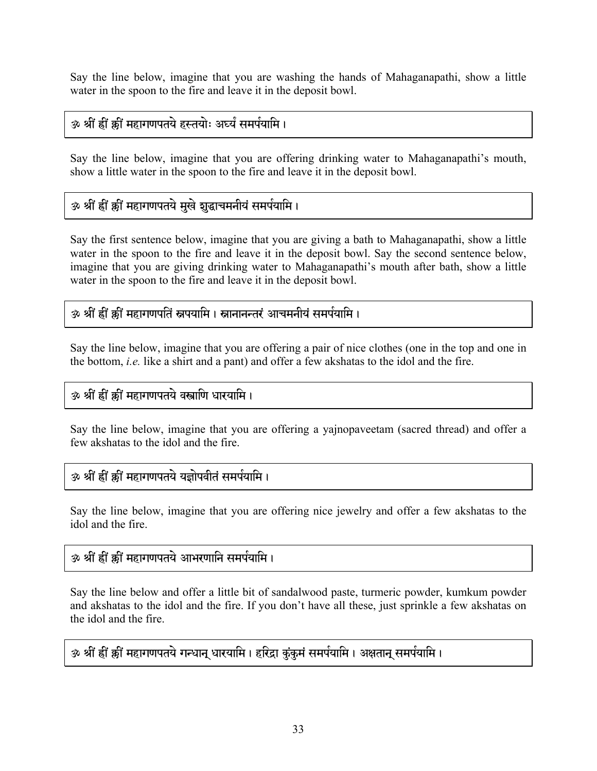Say the line below, imagine that you are washing the hands of Mahaganapathi, show a little water in the spoon to the fire and leave it in the deposit bowl.

ॐ श्रीं ह्रीं क्लीं महागणपतये हस्तयोः अर्घ्यं समर्पयामि ।

Say the line below, imagine that you are offering drinking water to Mahaganapathi's mouth, show a little water in the spoon to the fire and leave it in the deposit bowl.

ॐ श्रीं ह्रीं क्लीं महागणपतये मुखे शुद्धाचमनीयं समर्पयामि ।

Say the first sentence below, imagine that you are giving a bath to Mahaganapathi, show a little water in the spoon to the fire and leave it in the deposit bowl. Say the second sentence below, imagine that you are giving drinking water to Mahaganapathi's mouth after bath, show a little water in the spoon to the fire and leave it in the deposit bowl.

ॐ श्रीं ह्रीं क्लीं महागणपतिं स्नपयामि । स्नानानन्तरं आचमनीयं समर्पयामि ।

Say the line below, imagine that you are offering a pair of nice clothes (one in the top and one in the bottom, *i.e.* like a shirt and a pant) and offer a few akshatas to the idol and the fire.

ॐ श्रीं ह्रीं क्लीं महागणपतये वस्त्राणि धारयामि ।

Say the line below, imagine that you are offering a yajnopaveetam (sacred thread) and offer a few akshatas to the idol and the fire.

ॐ श्रीं ह्रीं क्लीं महागणपतये यज्ञोपवीतं समर्पयामि ।

Say the line below, imagine that you are offering nice jewelry and offer a few akshatas to the idol and the fire.

ॐ श्रीं ह्रीं क्लीं महागणपतये आभरणानि समर्पयामि ।

Say the line below and offer a little bit of sandalwood paste, turmeric powder, kumkum powder and akshatas to the idol and the fire. If you don't have all these, just sprinkle a few akshatas on the idol and the fire.

ॐ श्रीं ह्रीं क्लीं महागणपतये गन्धान् धारयामि । हरिद्रा कुंकुमं समर्पयामि । अक्षतान् समर्पयामि ।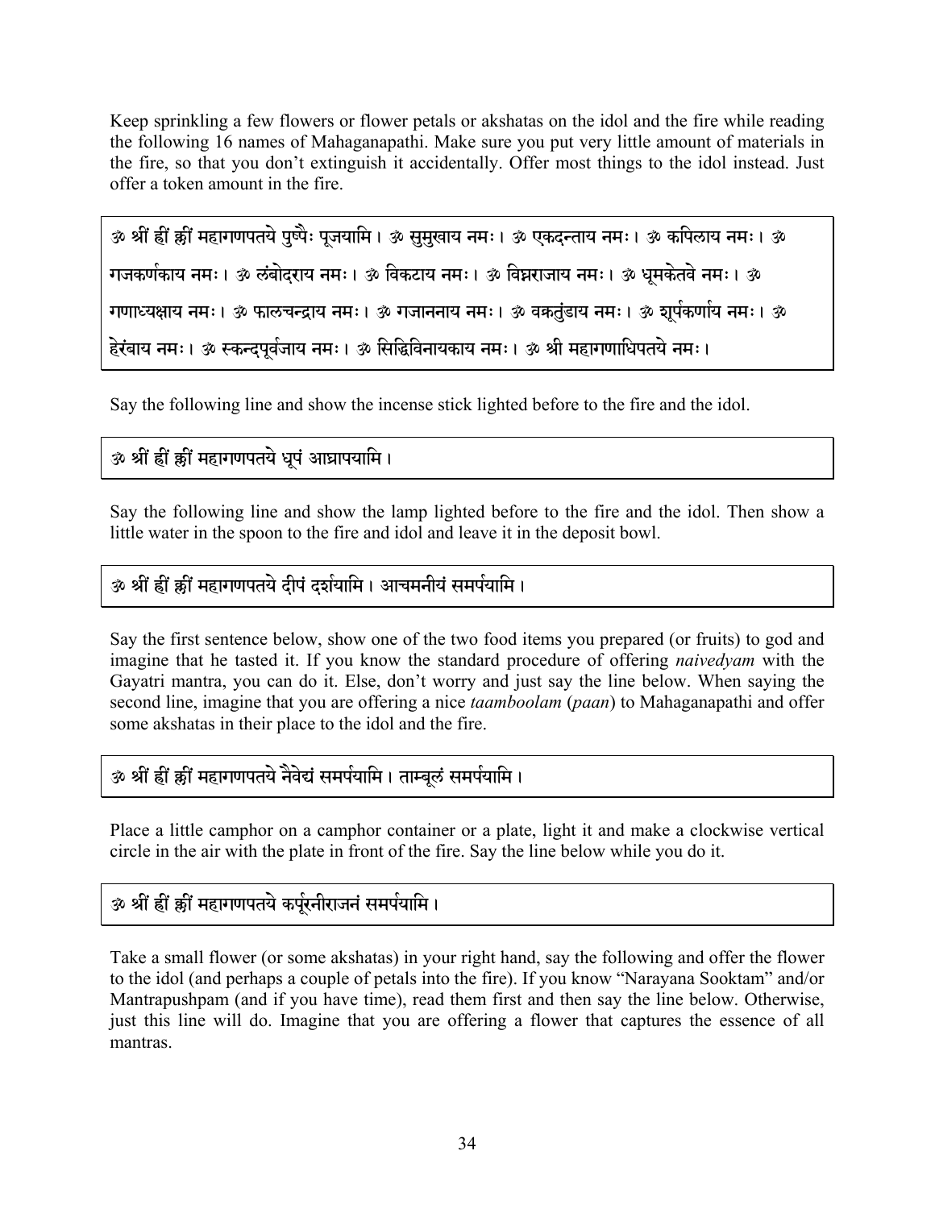Keep sprinkling a few flowers or flower petals or akshatas on the idol and the fire while reading the following 16 names of Mahaganapathi. Make sure you put very little amount of materials in the fire, so that you don't extinguish it accidentally. Offer most things to the idol instead. Just offer a token amount in the fire.

> ॐ श्रीं ह्रीं क्लीं महागणपतये पुष्पैः पूजयामि । ॐ सुमुखाय नमः । ॐ एकदन्ताय नमः । ॐ कपिलाय नमः । ॐ गजकर्णकाय नमः । ॐ लंबोदराय नमः । ॐ विकटाय नमः । ॐ विघ्नराजाय नमः । ॐ धूमकेतवे नमः । ॐ गणाध्यक्षाय नमः । ॐ फालचन्द्राय नमः । ॐ गजाननाय नमः । ॐ वक्रतुंडाय नमः । ॐ शूर्पकर्णाय नमः । ॐ हेरंबाय नमः । ॐ स्कन्दपूर्वजाय नमः । ॐ सिद्धिविनायकाय नमः । ॐ श्री महागणाधिपतये नमः ।

Say the following line and show the incense stick lighted before to the fire and the idol.

> ॐ श्रीं ह्रीं क्लीं महागणपतये धूपं आघ्रापयामि ।

Say the following line and show the lamp lighted before to the fire and the idol. Then show a little water in the spoon to the fire and idol and leave it in the deposit bowl.

> ॐ श्रीं ह्रीं क्लीं महागणपतये दीपं दर्शयामि । आचमनीयं समर्पयामि ।

Say the first sentence below, show one of the two food items you prepared (or fruits) to god and imagine that he tasted it. If you know the standard procedure of offering *naivedyam* with the Gayatri mantra, you can do it. Else, don't worry and just say the line below. When saying the second line, imagine that you are offering a nice *taamboolam* (*paan*) to Mahaganapathi and offer some akshatas in their place to the idol and the fire.

> ॐ श्रीं ह्रीं क्लीं महागणपतये नैवेद्यं समर्पयामि । ताम्बूलं समर्पयामि ।

Place a little camphor on a camphor container or a plate, light it and make a clockwise vertical circle in the air with the plate in front of the fire. Say the line below while you do it.

> ॐ श्रीं ह्रीं क्लीं महागणपतये कर्पूरनीराजनं समर्पयामि ।

Take a small flower (or some akshatas) in your right hand, say the following and offer the flower to the idol (and perhaps a couple of petals into the fire). If you know "Narayana Sooktam" and/or Mantrapushpam (and if you have time), read them first and then say the line below. Otherwise, just this line will do. Imagine that you are offering a flower that captures the essence of all mantras.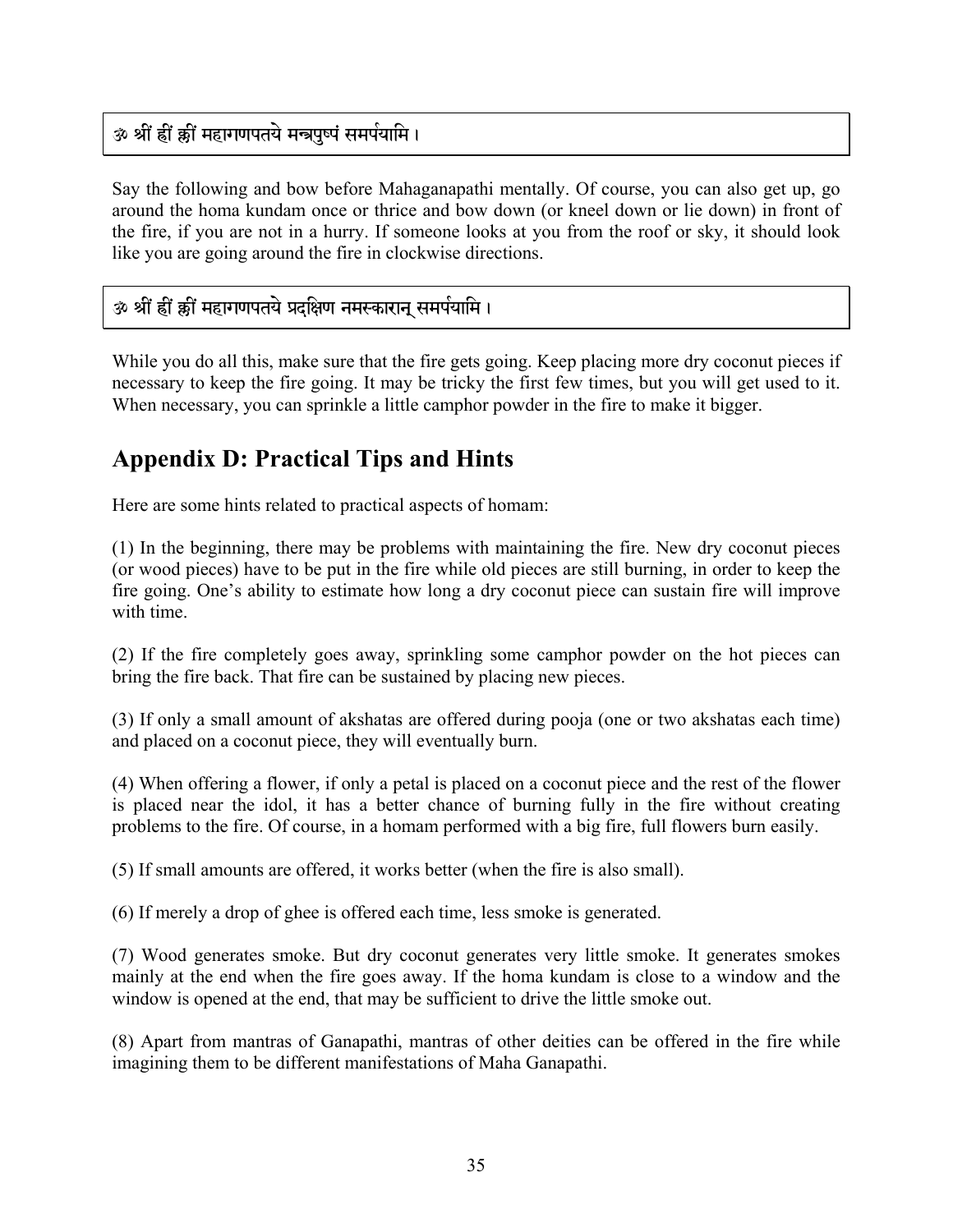ॐ श्रीं ह्रीं क्लीं महागणपतये मन्त्रपुष्पं समर्पयामि ।

Say the following and bow before Mahaganapathi mentally. Of course, you can also get up, go around the homa kundam once or thrice and bow down (or kneel down or lie down) in front of the fire, if you are not in a hurry. If someone looks at you from the roof or sky, it should look like you are going around the fire in clockwise directions.

ॐ श्रीं ह्रीं क्लीं महागणपतये प्रदक्षिण नमस्कारान् समर्पयामि ।

While you do all this, make sure that the fire gets going. Keep placing more dry coconut pieces if necessary to keep the fire going. It may be tricky the first few times, but you will get used to it. When necessary, you can sprinkle a little camphor powder in the fire to make it bigger.

## Appendix D: Practical Tips and Hints

Here are some hints related to practical aspects of homam:

(1) In the beginning, there may be problems with maintaining the fire. New dry coconut pieces (or wood pieces) have to be put in the fire while old pieces are still burning, in order to keep the fire going. One's ability to estimate how long a dry coconut piece can sustain fire will improve with time.

(2) If the fire completely goes away, sprinkling some camphor powder on the hot pieces can bring the fire back. That fire can be sustained by placing new pieces.

(3) If only a small amount of akshatas are offered during pooja (one or two akshatas each time) and placed on a coconut piece, they will eventually burn.

(4) When offering a flower, if only a petal is placed on a coconut piece and the rest of the flower is placed near the idol, it has a better chance of burning fully in the fire without creating problems to the fire. Of course, in a homam performed with a big fire, full flowers burn easily.

(5) If small amounts are offered, it works better (when the fire is also small).

(6) If merely a drop of ghee is offered each time, less smoke is generated.

(7) Wood generates smoke. But dry coconut generates very little smoke. It generates smokes mainly at the end when the fire goes away. If the homa kundam is close to a window and the window is opened at the end, that may be sufficient to drive the little smoke out.

(8) Apart from mantras of Ganapathi, mantras of other deities can be offered in the fire while imagining them to be different manifestations of Maha Ganapathi.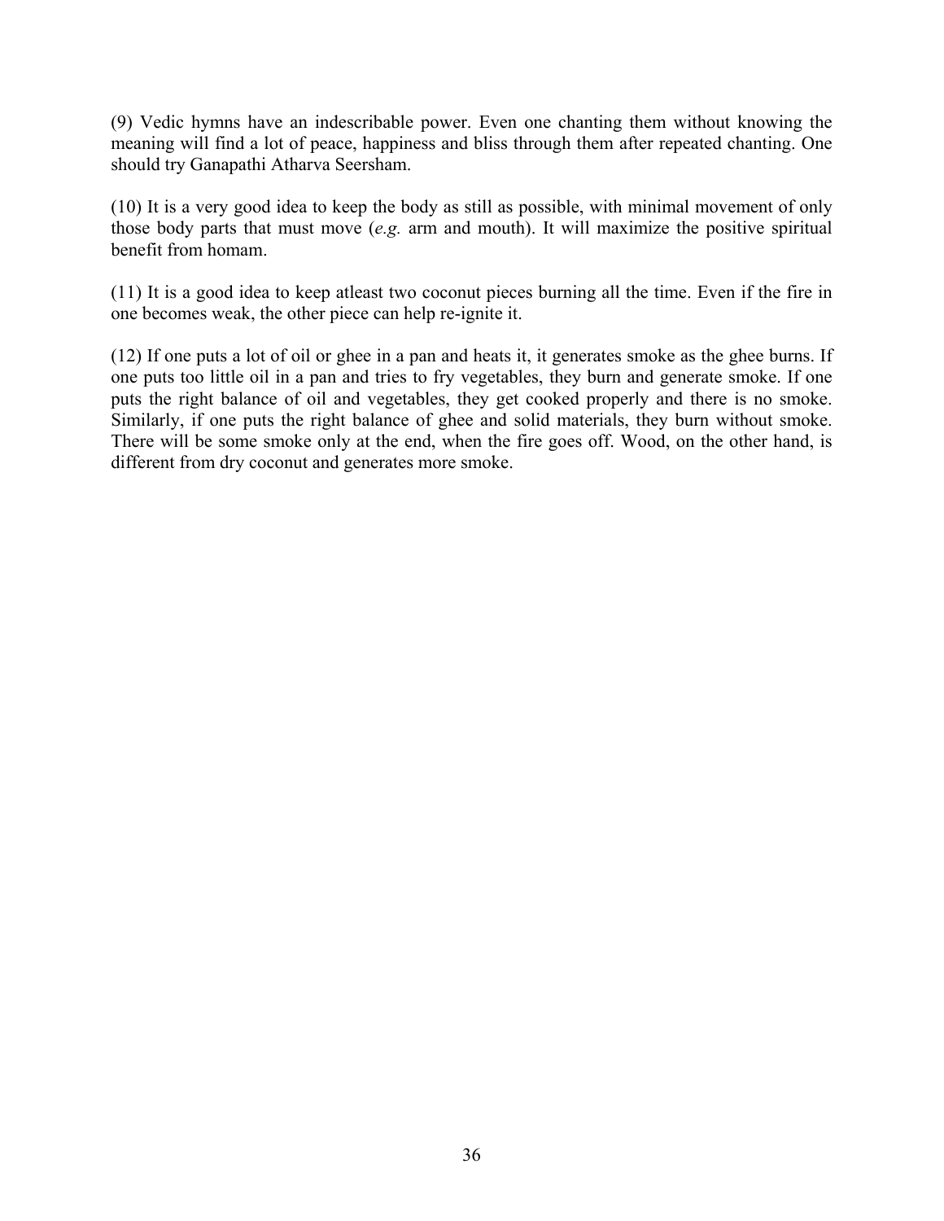(9) Vedic hymns have an indescribable power. Even one chanting them without knowing the meaning will find a lot of peace, happiness and bliss through them after repeated chanting. One should try Ganapathi Atharva Seersham.

(10) It is a very good idea to keep the body as still as possible, with minimal movement of only those body parts that must move (*e.g.* arm and mouth). It will maximize the positive spiritual benefit from homam.

(11) It is a good idea to keep atleast two coconut pieces burning all the time. Even if the fire in one becomes weak, the other piece can help re-ignite it.

(12) If one puts a lot of oil or ghee in a pan and heats it, it generates smoke as the ghee burns. If one puts too little oil in a pan and tries to fry vegetables, they burn and generate smoke. If one puts the right balance of oil and vegetables, they get cooked properly and there is no smoke. Similarly, if one puts the right balance of ghee and solid materials, they burn without smoke. There will be some smoke only at the end, when the fire goes off. Wood, on the other hand, is different from dry coconut and generates more smoke.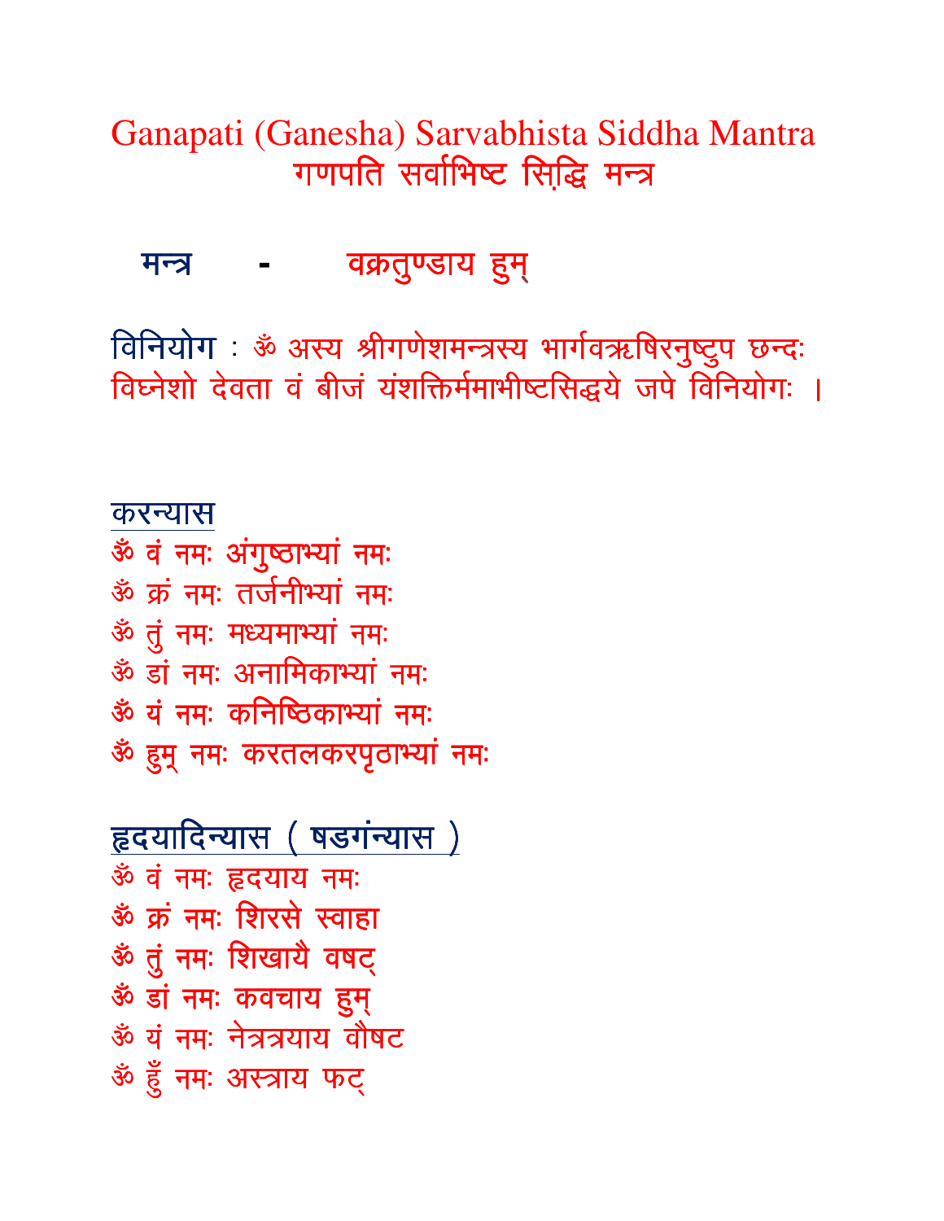# Ganapati (Ganesha) Sarvabhista Siddha Mantra
## गणपति सर्वाभिष्ट सिद्धि मन्त्र

**मन्त्र** - वक्रतुण्डाय हुम्

**विनियोग** : ॐ अस्य श्रीगणेशमन्त्रस्य भार्गवऋषिरनुष्टुप छन्दः विघ्नेशो देवता वं बीजं यंशक्तिर्ममाभीष्टसिद्धये जपे विनियोगः ।

**करन्यास**

ॐ वं नमः अंगुष्ठाभ्यां नमः
ॐ क्रं नमः तर्जनीभ्यां नमः
ॐ तुं नमः मध्यमाभ्यां नमः
ॐ डां नमः अनामिकाभ्यां नमः
ॐ यं नमः कनिष्ठिकाभ्यां नमः
ॐ हुम् नमः करतलकरपृठाभ्यां नमः

**हृदयादिन्यास ( षडगंन्यास )**

ॐ वं नमः हृदयाय नमः
ॐ क्रं नमः शिरसे स्वाहा
ॐ तुं नमः शिखायै वषट्
ॐ डां नमः कवचाय हुम्
ॐ यं नमः नेत्रत्रयाय वौषट
ॐ हुँ नमः अस्त्राय फट्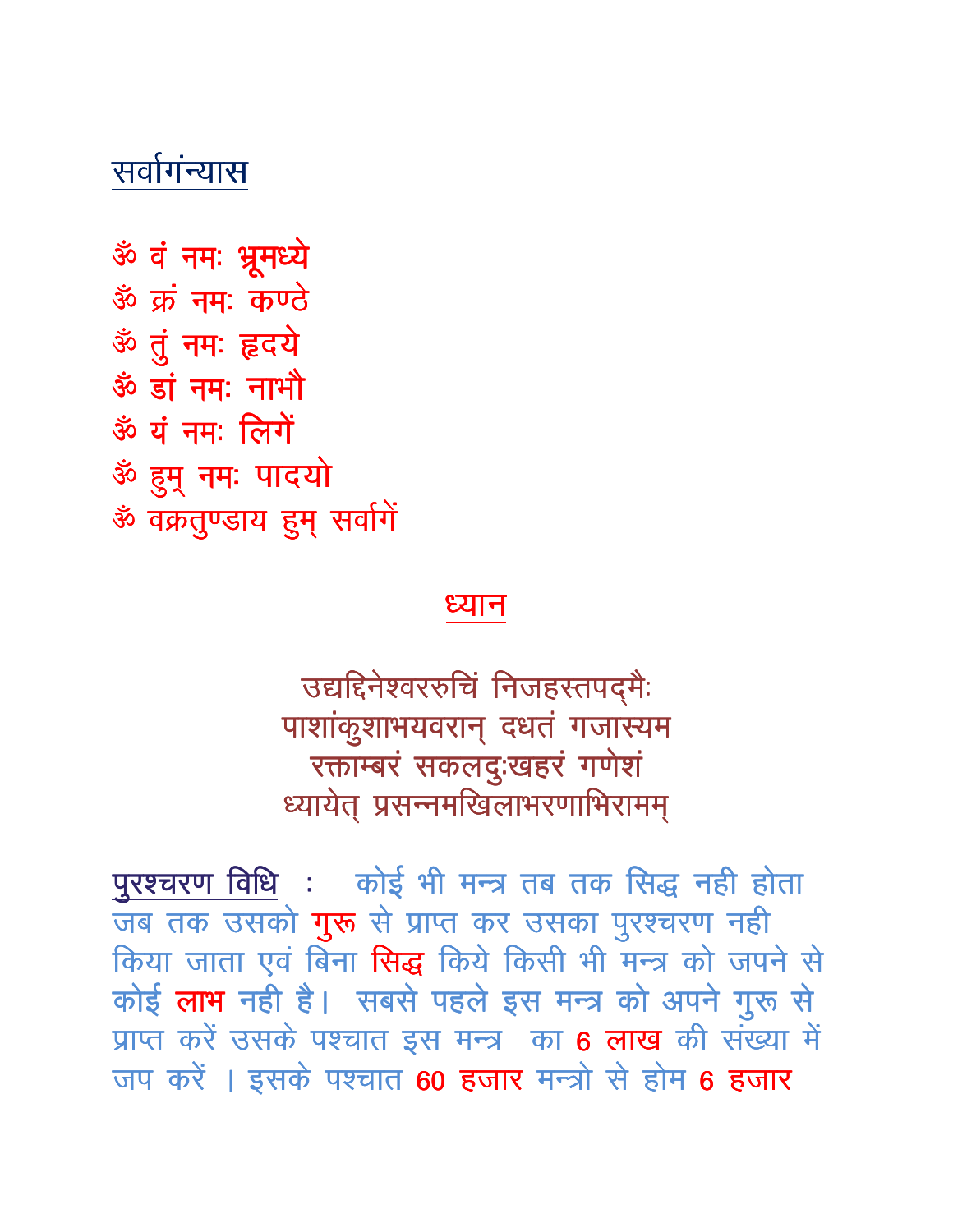## सर्वागंन्यास

ॐ वं नमः भ्रूमध्ये
ॐ क्रं नमः कण्ठे
ॐ तुं नमः हृदये
ॐ डां नमः नाभौ
ॐ यं नमः लिगें
ॐ हुम् नमः पादयो
ॐ वक्रतुण्डाय हुम् सर्वागें

## ध्यान

उद्यद्दिनेश्वररुचिं निजहस्तपद्मैः
पाशांकुशाभयवरान् दधतं गजास्यम
रक्ताम्बरं सकलदुःखहरं गणेशं
ध्यायेत् प्रसन्नमखिलाभरणाभिरामम्

**पुरश्चरण विधि** : कोई भी मन्त्र तब तक सिद्ध नही होता जब तक उसको **गुरू** से प्राप्त कर उसका पुरश्चरण नही किया जाता एवं बिना **सिद्ध** किये किसी भी मन्त्र को जपने से कोई **लाभ** नही है। सबसे पहले इस मन्त्र को अपने गुरू से प्राप्त करें उसके पश्चात इस मन्त्र का 6 **लाख** की संख्या में जप करें । इसके पश्चात 60 **हजार** मन्त्रो से होम 6 **हजार**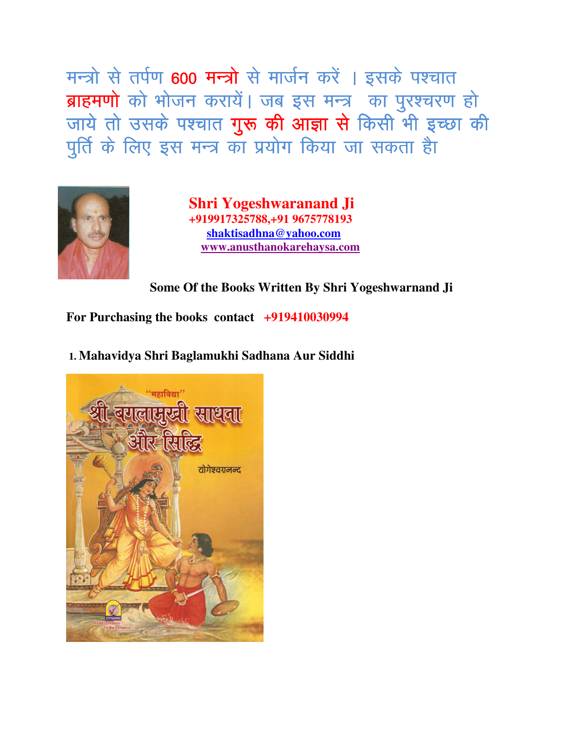मन्त्रो से तर्पण 600 मन्त्रो से मार्जन करें । इसके पश्चात ब्राहमणो को भोजन करायें। जब इस मन्त्र का पुरश्चरण हो जाये तो उसके पश्चात गुरू की आज्ञा से किसी भी इच्छा की पुर्ति के लिए इस मन्त्र का प्रयोग किया जा सकता है

**Shri Yogeshwaranand Ji**
**+919917325788,+91 9675778193**
**shaktisadhna@yahoo.com**
**www.anusthanokarehaysa.com**

**Some Of the Books Written By Shri Yogeshwarnand Ji**

**For Purchasing the books contact +919410030994**

**1. Mahavidya Shri Baglamukhi Sadhana Aur Siddhi**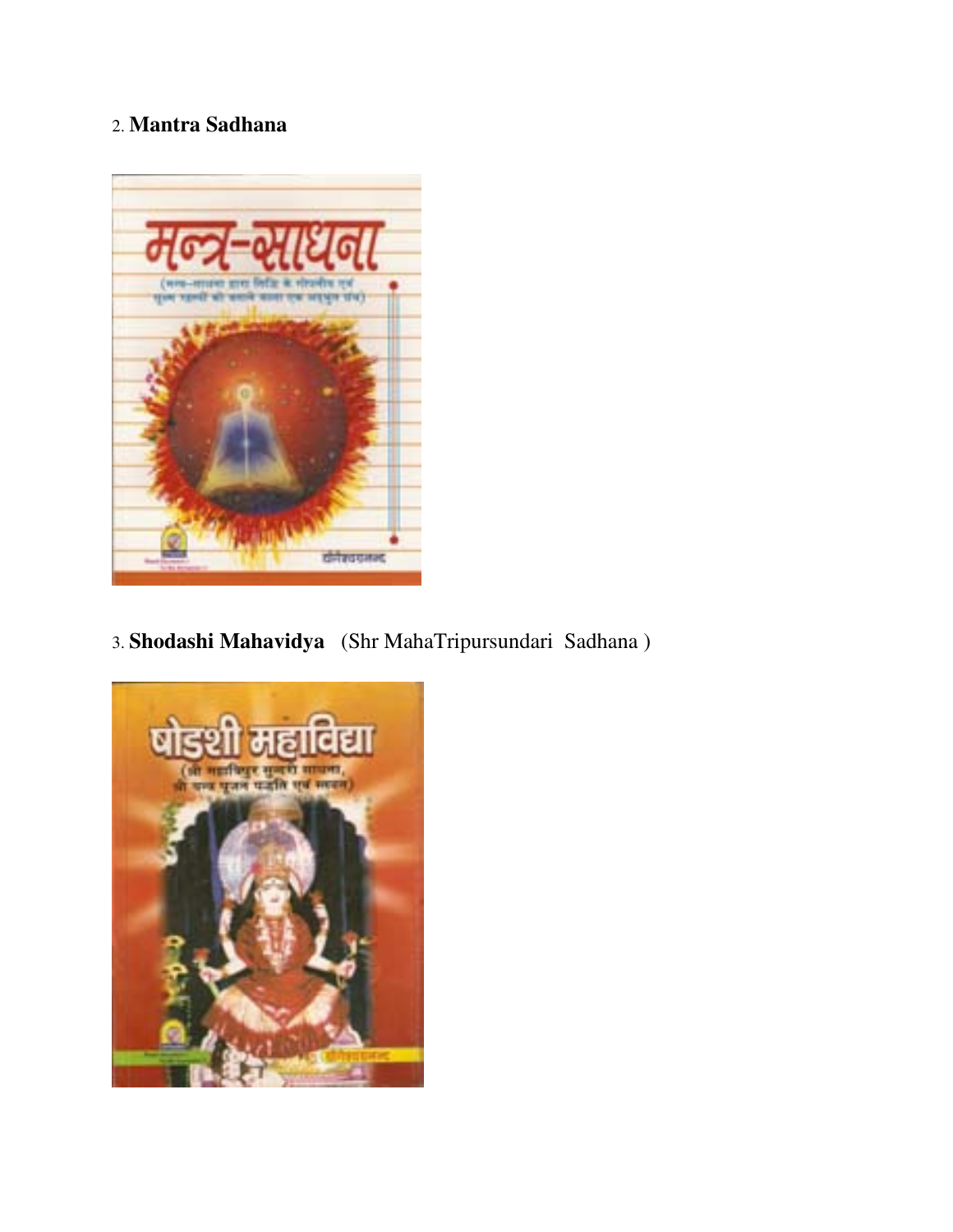2. **Mantra Sadhana**

3. **Shodashi Mahavidya** (Shr MahaTripursundari Sadhana )